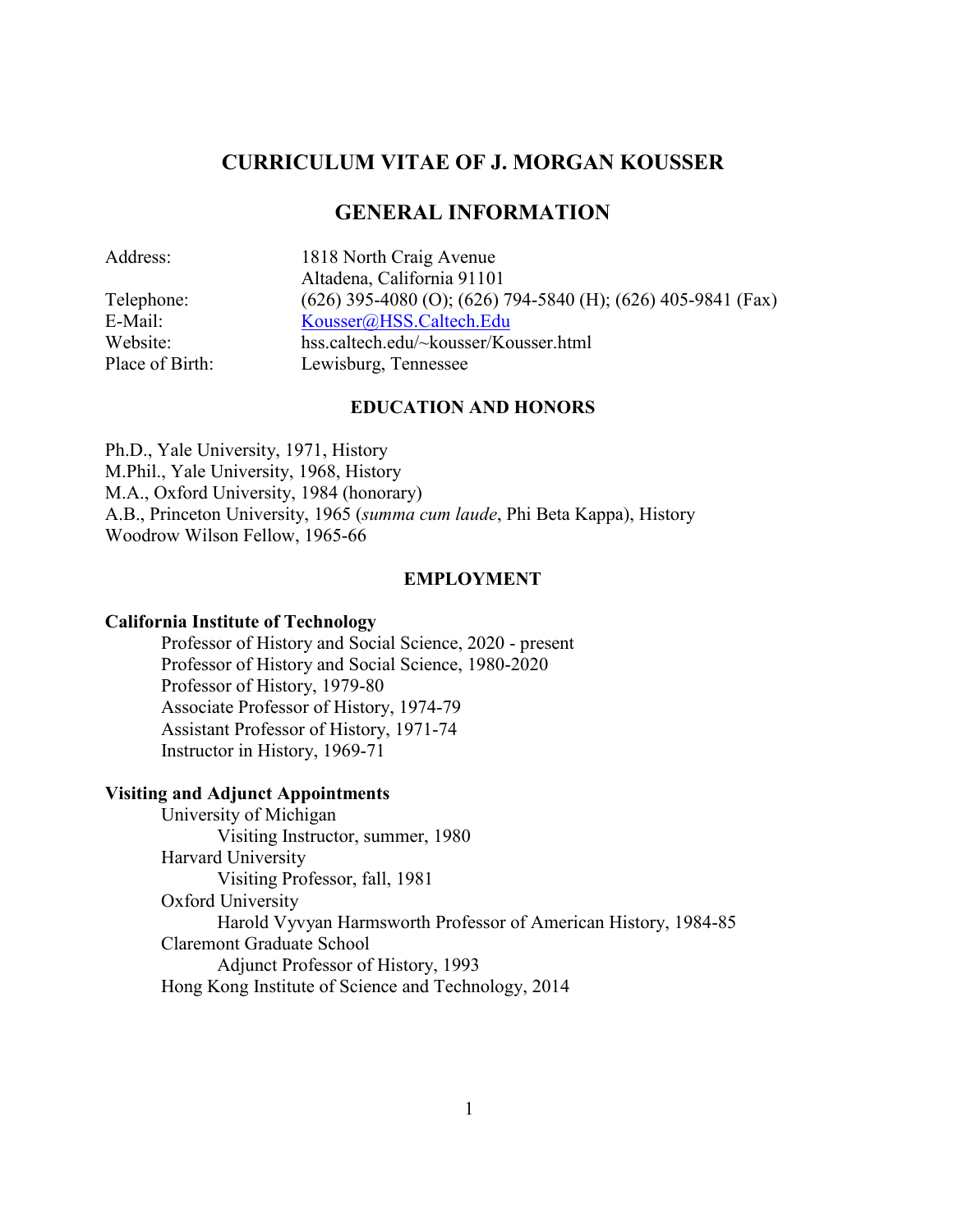# CURRICULUM VITAE OF J. MORGAN KOUSSER

## GENERAL INFORMATION

Address: 1818 North Craig Avenue
Altadena, California 91101

Telephone: (626) 395-4080 (O); (626) 794-5840 (H); (626) 405-9841 (Fax)

E-Mail: Kousser@HSS.Caltech.Edu

Website: hss.caltech.edu/~kousser/Kousser.html

Place of Birth: Lewisburg, Tennessee

### EDUCATION AND HONORS

Ph.D., Yale University, 1971, History
M.Phil., Yale University, 1968, History
M.A., Oxford University, 1984 (honorary)
A.B., Princeton University, 1965 (*summa cum laude*, Phi Beta Kappa), History
Woodrow Wilson Fellow, 1965-66

### EMPLOYMENT

**California Institute of Technology**

- Professor of History and Social Science, 2020 - present
- Professor of History and Social Science, 1980-2020
- Professor of History, 1979-80
- Associate Professor of History, 1974-79
- Assistant Professor of History, 1971-74
- Instructor in History, 1969-71

**Visiting and Adjunct Appointments**

- University of Michigan
  - Visiting Instructor, summer, 1980
- Harvard University
  - Visiting Professor, fall, 1981
- Oxford University
  - Harold Vyvyan Harmsworth Professor of American History, 1984-85
- Claremont Graduate School
  - Adjunct Professor of History, 1993
- Hong Kong Institute of Science and Technology, 2014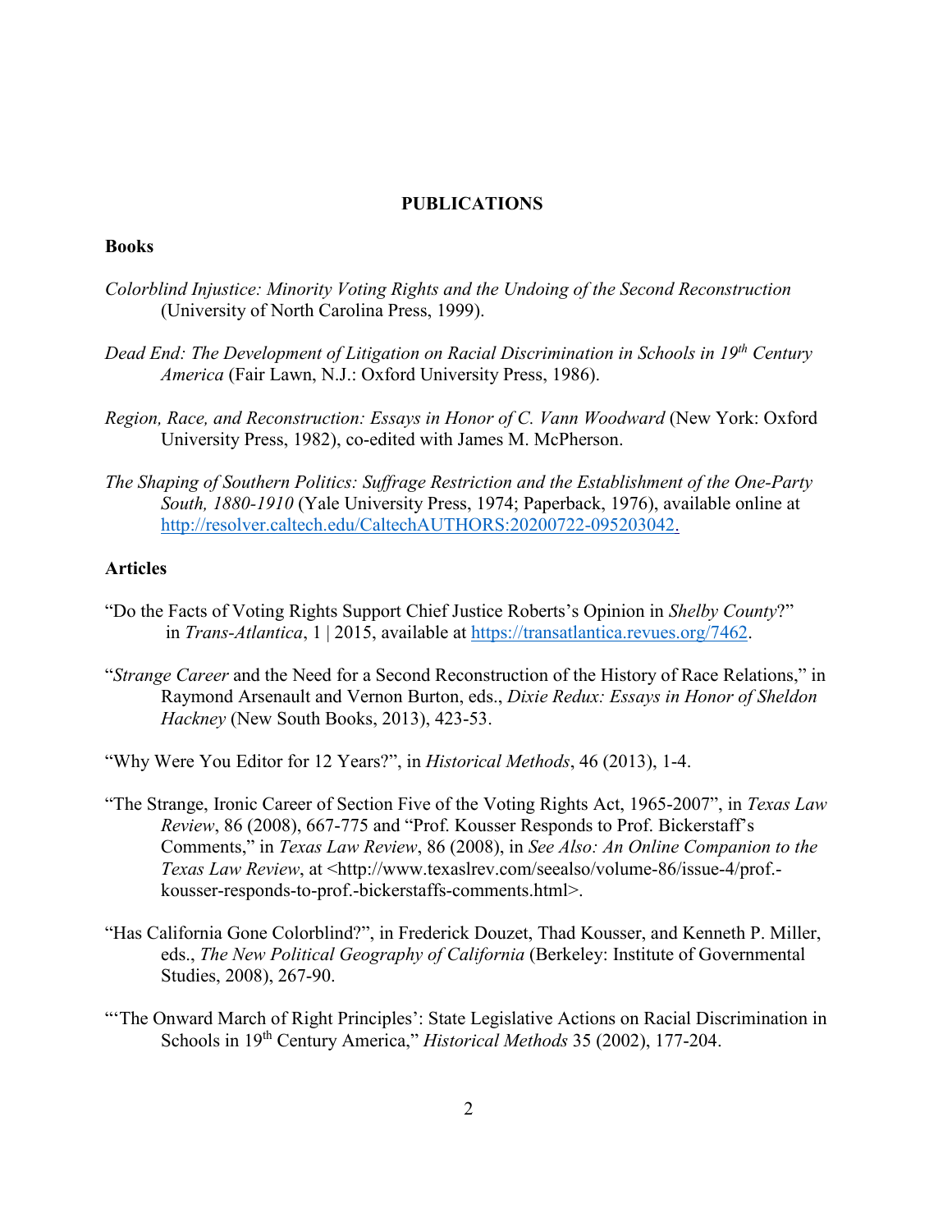## PUBLICATIONS

### Books

*Colorblind Injustice: Minority Voting Rights and the Undoing of the Second Reconstruction* (University of North Carolina Press, 1999).

*Dead End: The Development of Litigation on Racial Discrimination in Schools in 19th Century America* (Fair Lawn, N.J.: Oxford University Press, 1986).

*Region, Race, and Reconstruction: Essays in Honor of C. Vann Woodward* (New York: Oxford University Press, 1982), co-edited with James M. McPherson.

*The Shaping of Southern Politics: Suffrage Restriction and the Establishment of the One-Party South, 1880-1910* (Yale University Press, 1974; Paperback, 1976), available online at http://resolver.caltech.edu/CaltechAUTHORS:20200722-095203042.

### Articles

"Do the Facts of Voting Rights Support Chief Justice Roberts's Opinion in *Shelby County*?" in *Trans-Atlantica*, 1 | 2015, available at https://transatlantica.revues.org/7462.

"*Strange Career* and the Need for a Second Reconstruction of the History of Race Relations," in Raymond Arsenault and Vernon Burton, eds., *Dixie Redux: Essays in Honor of Sheldon Hackney* (New South Books, 2013), 423-53.

"Why Were You Editor for 12 Years?", in *Historical Methods*, 46 (2013), 1-4.

"The Strange, Ironic Career of Section Five of the Voting Rights Act, 1965-2007", in *Texas Law Review*, 86 (2008), 667-775 and "Prof. Kousser Responds to Prof. Bickerstaff's Comments," in *Texas Law Review*, 86 (2008), in *See Also: An Online Companion to the Texas Law Review*, at <http://www.texaslrev.com/seealso/volume-86/issue-4/prof.-kousser-responds-to-prof.-bickerstaffs-comments.html>.

"Has California Gone Colorblind?", in Frederick Douzet, Thad Kousser, and Kenneth P. Miller, eds., *The New Political Geography of California* (Berkeley: Institute of Governmental Studies, 2008), 267-90.

"'The Onward March of Right Principles': State Legislative Actions on Racial Discrimination in Schools in 19th Century America," *Historical Methods* 35 (2002), 177-204.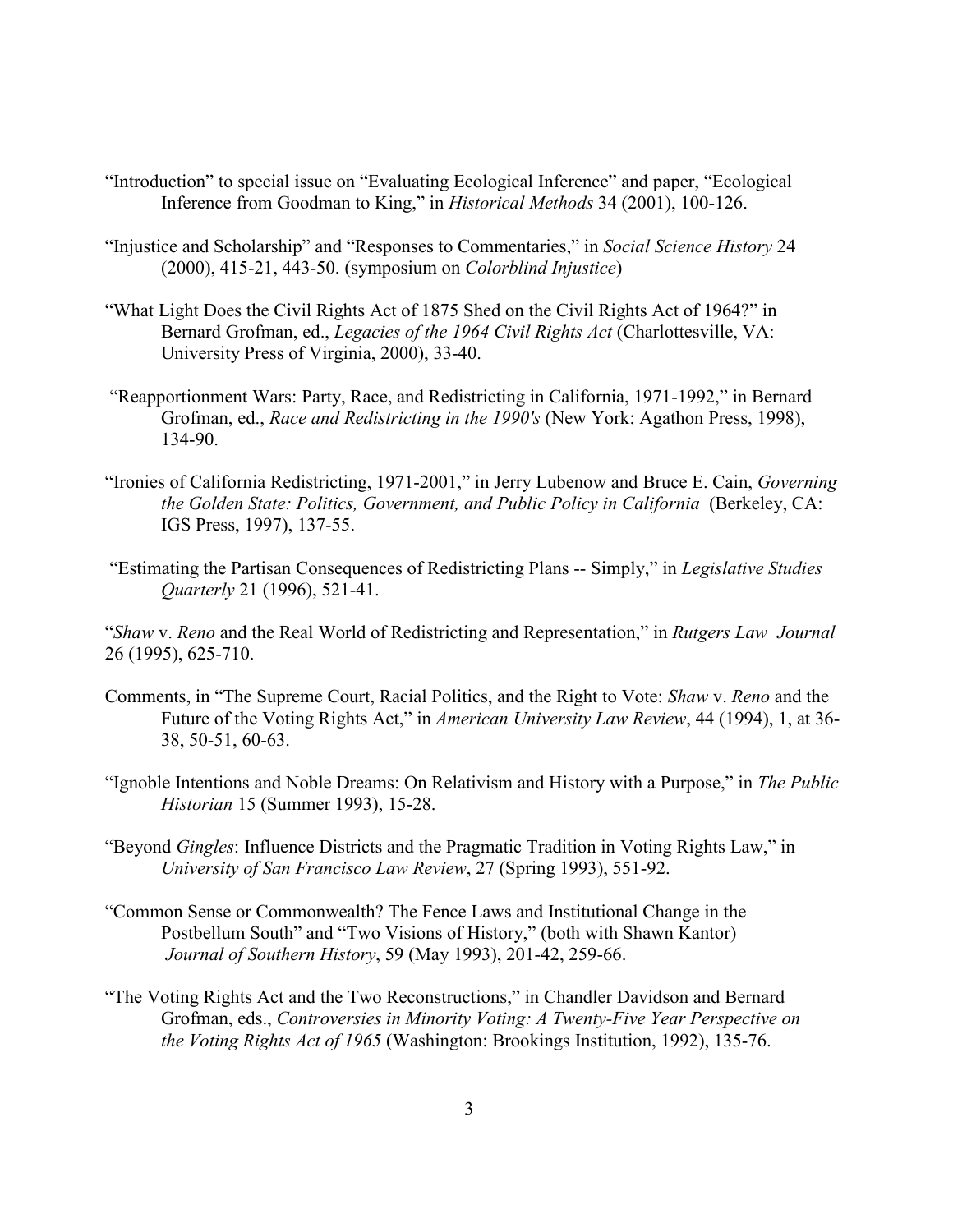"Introduction" to special issue on "Evaluating Ecological Inference" and paper, "Ecological Inference from Goodman to King," in *Historical Methods* 34 (2001), 100-126.

"Injustice and Scholarship" and "Responses to Commentaries," in *Social Science History* 24 (2000), 415-21, 443-50. (symposium on *Colorblind Injustice*)

"What Light Does the Civil Rights Act of 1875 Shed on the Civil Rights Act of 1964?" in Bernard Grofman, ed., *Legacies of the 1964 Civil Rights Act* (Charlottesville, VA: University Press of Virginia, 2000), 33-40.

"Reapportionment Wars: Party, Race, and Redistricting in California, 1971-1992," in Bernard Grofman, ed., *Race and Redistricting in the 1990's* (New York: Agathon Press, 1998), 134-90.

"Ironies of California Redistricting, 1971-2001," in Jerry Lubenow and Bruce E. Cain, *Governing the Golden State: Politics, Government, and Public Policy in California* (Berkeley, CA: IGS Press, 1997), 137-55.

"Estimating the Partisan Consequences of Redistricting Plans -- Simply," in *Legislative Studies Quarterly* 21 (1996), 521-41.

"*Shaw* v. *Reno* and the Real World of Redistricting and Representation," in *Rutgers Law Journal* 26 (1995), 625-710.

Comments, in "The Supreme Court, Racial Politics, and the Right to Vote: *Shaw* v. *Reno* and the Future of the Voting Rights Act," in *American University Law Review*, 44 (1994), 1, at 36-38, 50-51, 60-63.

"Ignoble Intentions and Noble Dreams: On Relativism and History with a Purpose," in *The Public Historian* 15 (Summer 1993), 15-28.

"Beyond *Gingles*: Influence Districts and the Pragmatic Tradition in Voting Rights Law," in *University of San Francisco Law Review*, 27 (Spring 1993), 551-92.

"Common Sense or Commonwealth? The Fence Laws and Institutional Change in the Postbellum South" and "Two Visions of History," (both with Shawn Kantor) *Journal of Southern History*, 59 (May 1993), 201-42, 259-66.

"The Voting Rights Act and the Two Reconstructions," in Chandler Davidson and Bernard Grofman, eds., *Controversies in Minority Voting: A Twenty-Five Year Perspective on the Voting Rights Act of 1965* (Washington: Brookings Institution, 1992), 135-76.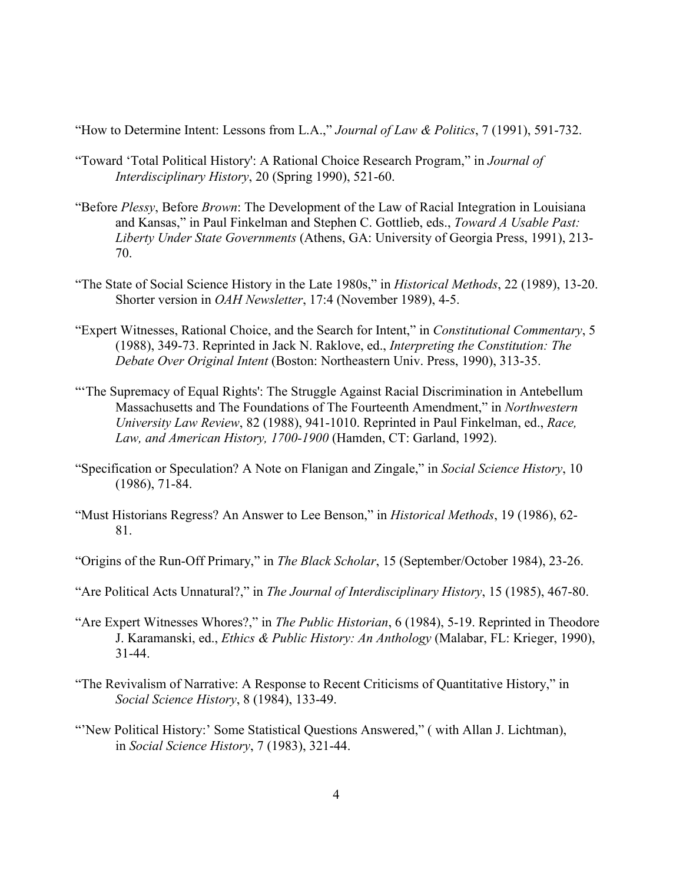"How to Determine Intent: Lessons from L.A.," *Journal of Law & Politics*, 7 (1991), 591-732.

"Toward 'Total Political History': A Rational Choice Research Program," in *Journal of Interdisciplinary History*, 20 (Spring 1990), 521-60.

"Before *Plessy*, Before *Brown*: The Development of the Law of Racial Integration in Louisiana and Kansas," in Paul Finkelman and Stephen C. Gottlieb, eds., *Toward A Usable Past: Liberty Under State Governments* (Athens, GA: University of Georgia Press, 1991), 213-70.

"The State of Social Science History in the Late 1980s," in *Historical Methods*, 22 (1989), 13-20. Shorter version in *OAH Newsletter*, 17:4 (November 1989), 4-5.

"Expert Witnesses, Rational Choice, and the Search for Intent," in *Constitutional Commentary*, 5 (1988), 349-73. Reprinted in Jack N. Raklove, ed., *Interpreting the Constitution: The Debate Over Original Intent* (Boston: Northeastern Univ. Press, 1990), 313-35.

"'The Supremacy of Equal Rights': The Struggle Against Racial Discrimination in Antebellum Massachusetts and The Foundations of The Fourteenth Amendment," in *Northwestern University Law Review*, 82 (1988), 941-1010. Reprinted in Paul Finkelman, ed., *Race, Law, and American History, 1700-1900* (Hamden, CT: Garland, 1992).

"Specification or Speculation? A Note on Flanigan and Zingale," in *Social Science History*, 10 (1986), 71-84.

"Must Historians Regress? An Answer to Lee Benson," in *Historical Methods*, 19 (1986), 62-81.

"Origins of the Run-Off Primary," in *The Black Scholar*, 15 (September/October 1984), 23-26.

"Are Political Acts Unnatural?," in *The Journal of Interdisciplinary History*, 15 (1985), 467-80.

"Are Expert Witnesses Whores?," in *The Public Historian*, 6 (1984), 5-19. Reprinted in Theodore J. Karamanski, ed., *Ethics & Public History: An Anthology* (Malabar, FL: Krieger, 1990), 31-44.

"The Revivalism of Narrative: A Response to Recent Criticisms of Quantitative History," in *Social Science History*, 8 (1984), 133-49.

"'New Political History:' Some Statistical Questions Answered," ( with Allan J. Lichtman), in *Social Science History*, 7 (1983), 321-44.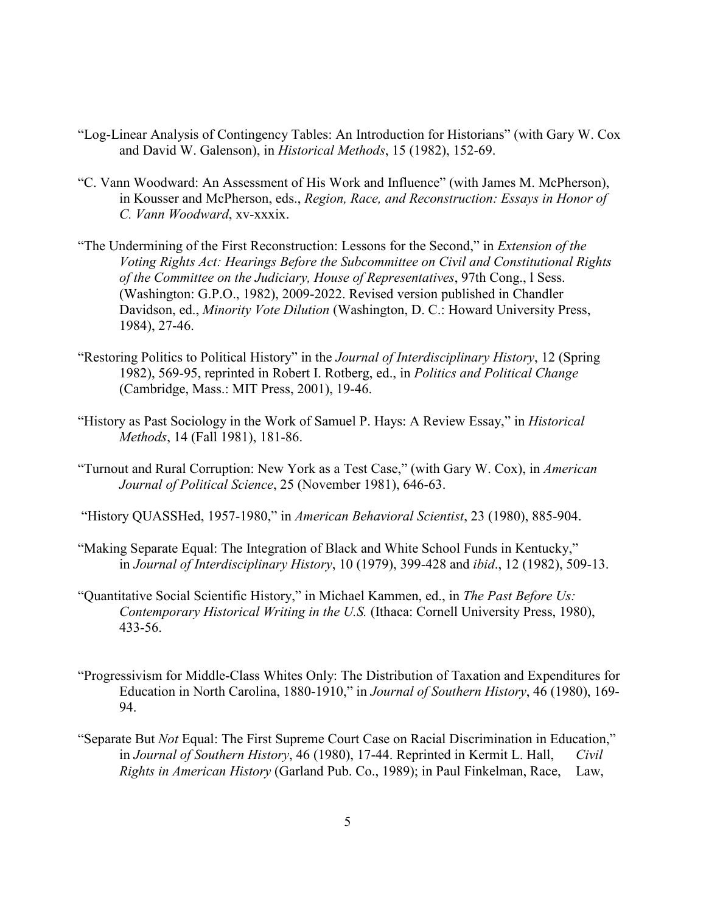"Log-Linear Analysis of Contingency Tables: An Introduction for Historians" (with Gary W. Cox and David W. Galenson), in *Historical Methods*, 15 (1982), 152-69.

"C. Vann Woodward: An Assessment of His Work and Influence" (with James M. McPherson), in Kousser and McPherson, eds., *Region, Race, and Reconstruction: Essays in Honor of C. Vann Woodward*, xv-xxxix.

"The Undermining of the First Reconstruction: Lessons for the Second," in *Extension of the Voting Rights Act: Hearings Before the Subcommittee on Civil and Constitutional Rights of the Committee on the Judiciary, House of Representatives*, 97th Cong., l Sess. (Washington: G.P.O., 1982), 2009-2022. Revised version published in Chandler Davidson, ed., *Minority Vote Dilution* (Washington, D. C.: Howard University Press, 1984), 27-46.

"Restoring Politics to Political History" in the *Journal of Interdisciplinary History*, 12 (Spring 1982), 569-95, reprinted in Robert I. Rotberg, ed., in *Politics and Political Change* (Cambridge, Mass.: MIT Press, 2001), 19-46.

"History as Past Sociology in the Work of Samuel P. Hays: A Review Essay," in *Historical Methods*, 14 (Fall 1981), 181-86.

"Turnout and Rural Corruption: New York as a Test Case," (with Gary W. Cox), in *American Journal of Political Science*, 25 (November 1981), 646-63.

"History QUASSHed, 1957-1980," in *American Behavioral Scientist*, 23 (1980), 885-904.

"Making Separate Equal: The Integration of Black and White School Funds in Kentucky," in *Journal of Interdisciplinary History*, 10 (1979), 399-428 and *ibid*., 12 (1982), 509-13.

"Quantitative Social Scientific History," in Michael Kammen, ed., in *The Past Before Us: Contemporary Historical Writing in the U.S.* (Ithaca: Cornell University Press, 1980), 433-56.

"Progressivism for Middle-Class Whites Only: The Distribution of Taxation and Expenditures for Education in North Carolina, 1880-1910," in *Journal of Southern History*, 46 (1980), 169-94.

"Separate But *Not* Equal: The First Supreme Court Case on Racial Discrimination in Education," in *Journal of Southern History*, 46 (1980), 17-44. Reprinted in Kermit L. Hall, *Civil Rights in American History* (Garland Pub. Co., 1989); in Paul Finkelman, Race, Law,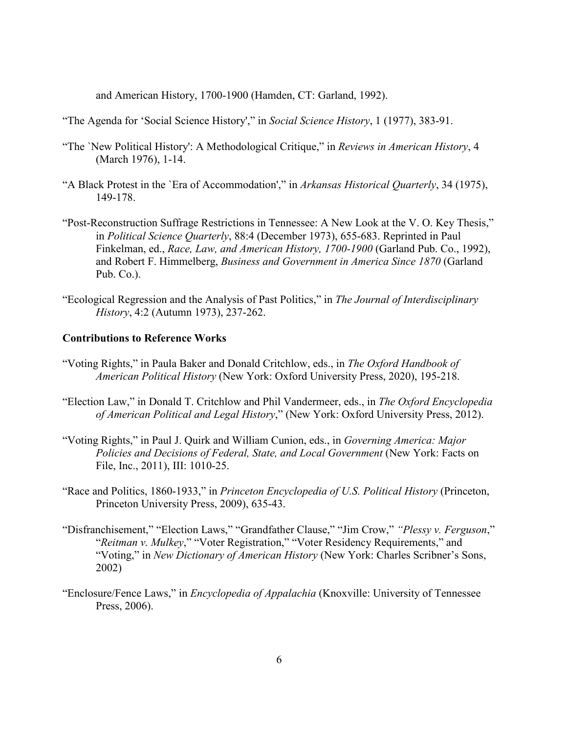and American History, 1700-1900 (Hamden, CT: Garland, 1992).

"The Agenda for 'Social Science History'," in *Social Science History*, 1 (1977), 383-91.

"The `New Political History': A Methodological Critique," in *Reviews in American History*, 4 (March 1976), 1-14.

"A Black Protest in the `Era of Accommodation'," in *Arkansas Historical Quarterly*, 34 (1975), 149-178.

"Post-Reconstruction Suffrage Restrictions in Tennessee: A New Look at the V. O. Key Thesis," in *Political Science Quarterly*, 88:4 (December 1973), 655-683. Reprinted in Paul Finkelman, ed., *Race, Law, and American History, 1700-1900* (Garland Pub. Co., 1992), and Robert F. Himmelberg, *Business and Government in America Since 1870* (Garland Pub. Co.).

"Ecological Regression and the Analysis of Past Politics," in *The Journal of Interdisciplinary History*, 4:2 (Autumn 1973), 237-262.

**Contributions to Reference Works**

"Voting Rights," in Paula Baker and Donald Critchlow, eds., in *The Oxford Handbook of American Political History* (New York: Oxford University Press, 2020), 195-218.

"Election Law," in Donald T. Critchlow and Phil Vandermeer, eds., in *The Oxford Encyclopedia of American Political and Legal History*," (New York: Oxford University Press, 2012).

"Voting Rights," in Paul J. Quirk and William Cunion, eds., in *Governing America: Major Policies and Decisions of Federal, State, and Local Government* (New York: Facts on File, Inc., 2011), III: 1010-25.

"Race and Politics, 1860-1933," in *Princeton Encyclopedia of U.S. Political History* (Princeton, Princeton University Press, 2009), 635-43.

"Disfranchisement," "Election Laws," "Grandfather Clause," "Jim Crow," *"Plessy v. Ferguson*," "*Reitman v. Mulkey*," "Voter Registration," "Voter Residency Requirements," and "Voting," in *New Dictionary of American History* (New York: Charles Scribner's Sons, 2002)

"Enclosure/Fence Laws," in *Encyclopedia of Appalachia* (Knoxville: University of Tennessee Press, 2006).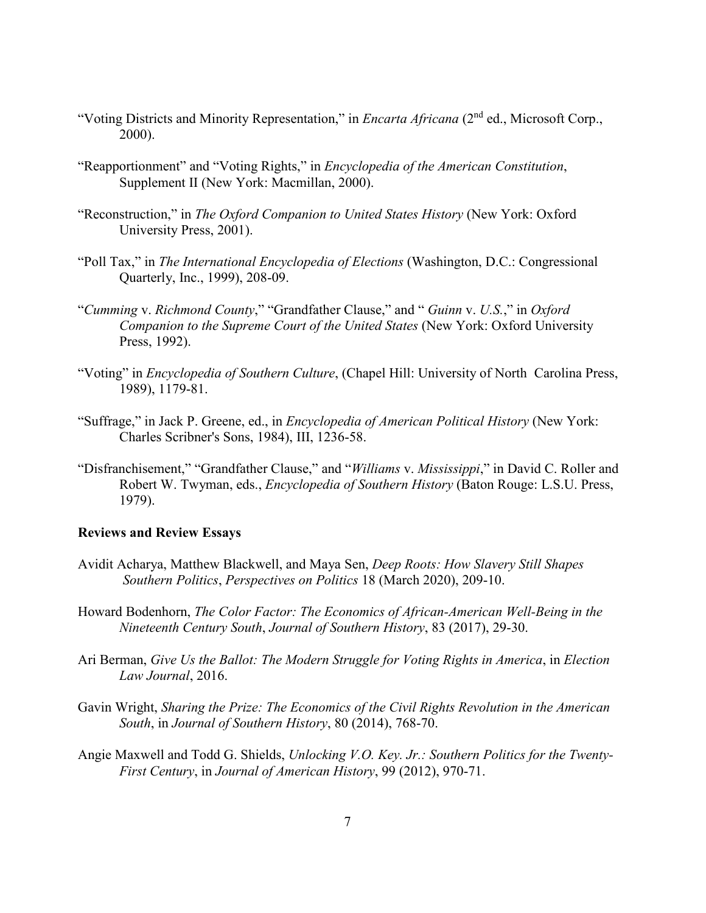"Voting Districts and Minority Representation," in *Encarta Africana* (2nd ed., Microsoft Corp., 2000).

"Reapportionment" and "Voting Rights," in *Encyclopedia of the American Constitution*, Supplement II (New York: Macmillan, 2000).

"Reconstruction," in *The Oxford Companion to United States History* (New York: Oxford University Press, 2001).

"Poll Tax," in *The International Encyclopedia of Elections* (Washington, D.C.: Congressional Quarterly, Inc., 1999), 208-09.

"*Cumming* v. *Richmond County*," "Grandfather Clause," and " *Guinn* v. *U.S.*," in *Oxford Companion to the Supreme Court of the United States* (New York: Oxford University Press, 1992).

"Voting" in *Encyclopedia of Southern Culture*, (Chapel Hill: University of North Carolina Press, 1989), 1179-81.

"Suffrage," in Jack P. Greene, ed., in *Encyclopedia of American Political History* (New York: Charles Scribner's Sons, 1984), III, 1236-58.

"Disfranchisement," "Grandfather Clause," and "*Williams* v. *Mississippi*," in David C. Roller and Robert W. Twyman, eds., *Encyclopedia of Southern History* (Baton Rouge: L.S.U. Press, 1979).

**Reviews and Review Essays**

Avidit Acharya, Matthew Blackwell, and Maya Sen, *Deep Roots: How Slavery Still Shapes Southern Politics*, *Perspectives on Politics* 18 (March 2020), 209-10.

Howard Bodenhorn, *The Color Factor: The Economics of African-American Well-Being in the Nineteenth Century South*, *Journal of Southern History*, 83 (2017), 29-30.

Ari Berman, *Give Us the Ballot: The Modern Struggle for Voting Rights in America*, in *Election Law Journal*, 2016.

Gavin Wright, *Sharing the Prize: The Economics of the Civil Rights Revolution in the American South*, in *Journal of Southern History*, 80 (2014), 768-70.

Angie Maxwell and Todd G. Shields, *Unlocking V.O. Key. Jr.: Southern Politics for the Twenty-First Century*, in *Journal of American History*, 99 (2012), 970-71.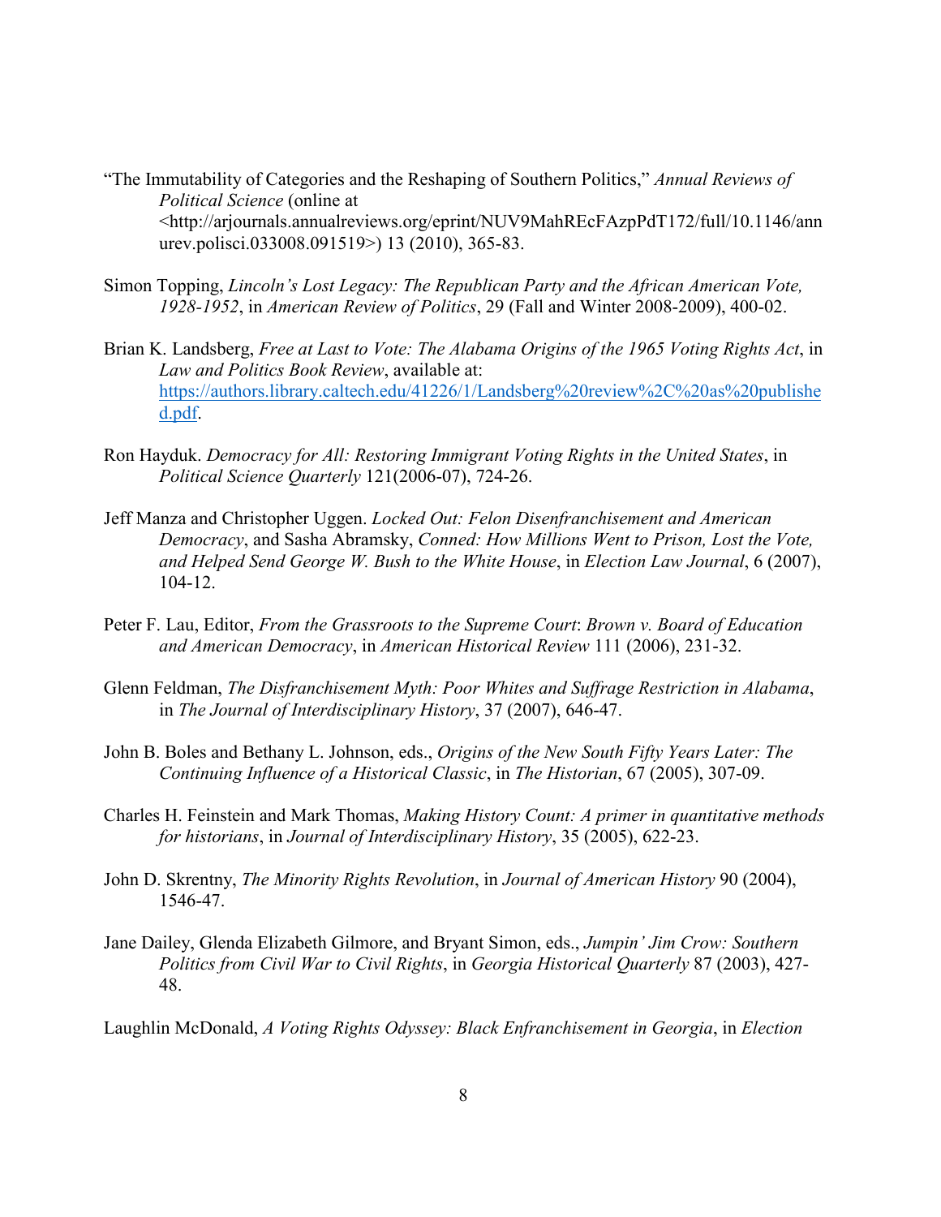"The Immutability of Categories and the Reshaping of Southern Politics," *Annual Reviews of Political Science* (online at <http://arjournals.annualreviews.org/eprint/NUV9MahREcFAzpPdT172/full/10.1146/annurev.polisci.033008.091519>) 13 (2010), 365-83.

Simon Topping, *Lincoln's Lost Legacy: The Republican Party and the African American Vote, 1928-1952*, in *American Review of Politics*, 29 (Fall and Winter 2008-2009), 400-02.

Brian K. Landsberg, *Free at Last to Vote: The Alabama Origins of the 1965 Voting Rights Act*, in *Law and Politics Book Review*, available at: [https://authors.library.caltech.edu/41226/1/Landsberg%20review%2C%20as%20published.pdf](https://authors.library.caltech.edu/41226/1/Landsberg%20review%2C%20as%20published.pdf).

Ron Hayduk. *Democracy for All: Restoring Immigrant Voting Rights in the United States*, in *Political Science Quarterly* 121(2006-07), 724-26.

Jeff Manza and Christopher Uggen. *Locked Out: Felon Disenfranchisement and American Democracy*, and Sasha Abramsky, *Conned: How Millions Went to Prison, Lost the Vote, and Helped Send George W. Bush to the White House*, in *Election Law Journal*, 6 (2007), 104-12.

Peter F. Lau, Editor, *From the Grassroots to the Supreme Court*: *Brown v. Board of Education and American Democracy*, in *American Historical Review* 111 (2006), 231-32.

Glenn Feldman, *The Disfranchisement Myth: Poor Whites and Suffrage Restriction in Alabama*, in *The Journal of Interdisciplinary History*, 37 (2007), 646-47.

John B. Boles and Bethany L. Johnson, eds., *Origins of the New South Fifty Years Later: The Continuing Influence of a Historical Classic*, in *The Historian*, 67 (2005), 307-09.

Charles H. Feinstein and Mark Thomas, *Making History Count: A primer in quantitative methods for historians*, in *Journal of Interdisciplinary History*, 35 (2005), 622-23.

John D. Skrentny, *The Minority Rights Revolution*, in *Journal of American History* 90 (2004), 1546-47.

Jane Dailey, Glenda Elizabeth Gilmore, and Bryant Simon, eds., *Jumpin' Jim Crow: Southern Politics from Civil War to Civil Rights*, in *Georgia Historical Quarterly* 87 (2003), 427-48.

Laughlin McDonald, *A Voting Rights Odyssey: Black Enfranchisement in Georgia*, in *Election*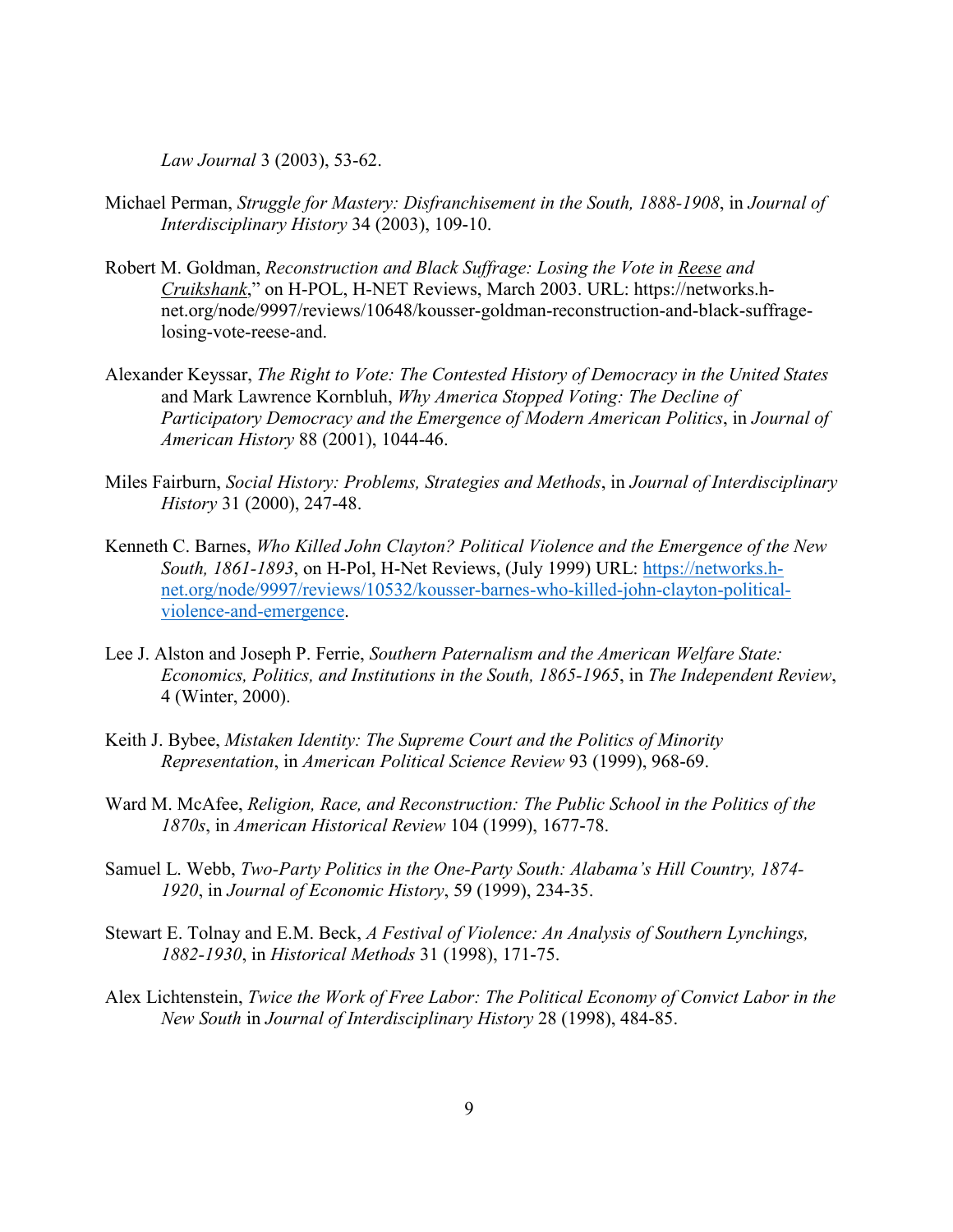*Law Journal* 3 (2003), 53-62.

Michael Perman, *Struggle for Mastery: Disfranchisement in the South, 1888-1908*, in *Journal of Interdisciplinary History* 34 (2003), 109-10.

Robert M. Goldman, *Reconstruction and Black Suffrage: Losing the Vote in Reese and Cruikshank*," on H-POL, H-NET Reviews, March 2003. URL: https://networks.h-net.org/node/9997/reviews/10648/kousser-goldman-reconstruction-and-black-suffrage-losing-vote-reese-and.

Alexander Keyssar, *The Right to Vote: The Contested History of Democracy in the United States* and Mark Lawrence Kornbluh, *Why America Stopped Voting: The Decline of Participatory Democracy and the Emergence of Modern American Politics*, in *Journal of American History* 88 (2001), 1044-46.

Miles Fairburn, *Social History: Problems, Strategies and Methods*, in *Journal of Interdisciplinary History* 31 (2000), 247-48.

Kenneth C. Barnes, *Who Killed John Clayton? Political Violence and the Emergence of the New South, 1861-1893*, on H-Pol, H-Net Reviews, (July 1999) URL: https://networks.h-net.org/node/9997/reviews/10532/kousser-barnes-who-killed-john-clayton-political-violence-and-emergence.

Lee J. Alston and Joseph P. Ferrie, *Southern Paternalism and the American Welfare State: Economics, Politics, and Institutions in the South, 1865-1965*, in *The Independent Review*, 4 (Winter, 2000).

Keith J. Bybee, *Mistaken Identity: The Supreme Court and the Politics of Minority Representation*, in *American Political Science Review* 93 (1999), 968-69.

Ward M. McAfee, *Religion, Race, and Reconstruction: The Public School in the Politics of the 1870s*, in *American Historical Review* 104 (1999), 1677-78.

Samuel L. Webb, *Two-Party Politics in the One-Party South: Alabama's Hill Country, 1874-1920*, in *Journal of Economic History*, 59 (1999), 234-35.

Stewart E. Tolnay and E.M. Beck, *A Festival of Violence: An Analysis of Southern Lynchings, 1882-1930*, in *Historical Methods* 31 (1998), 171-75.

Alex Lichtenstein, *Twice the Work of Free Labor: The Political Economy of Convict Labor in the New South* in *Journal of Interdisciplinary History* 28 (1998), 484-85.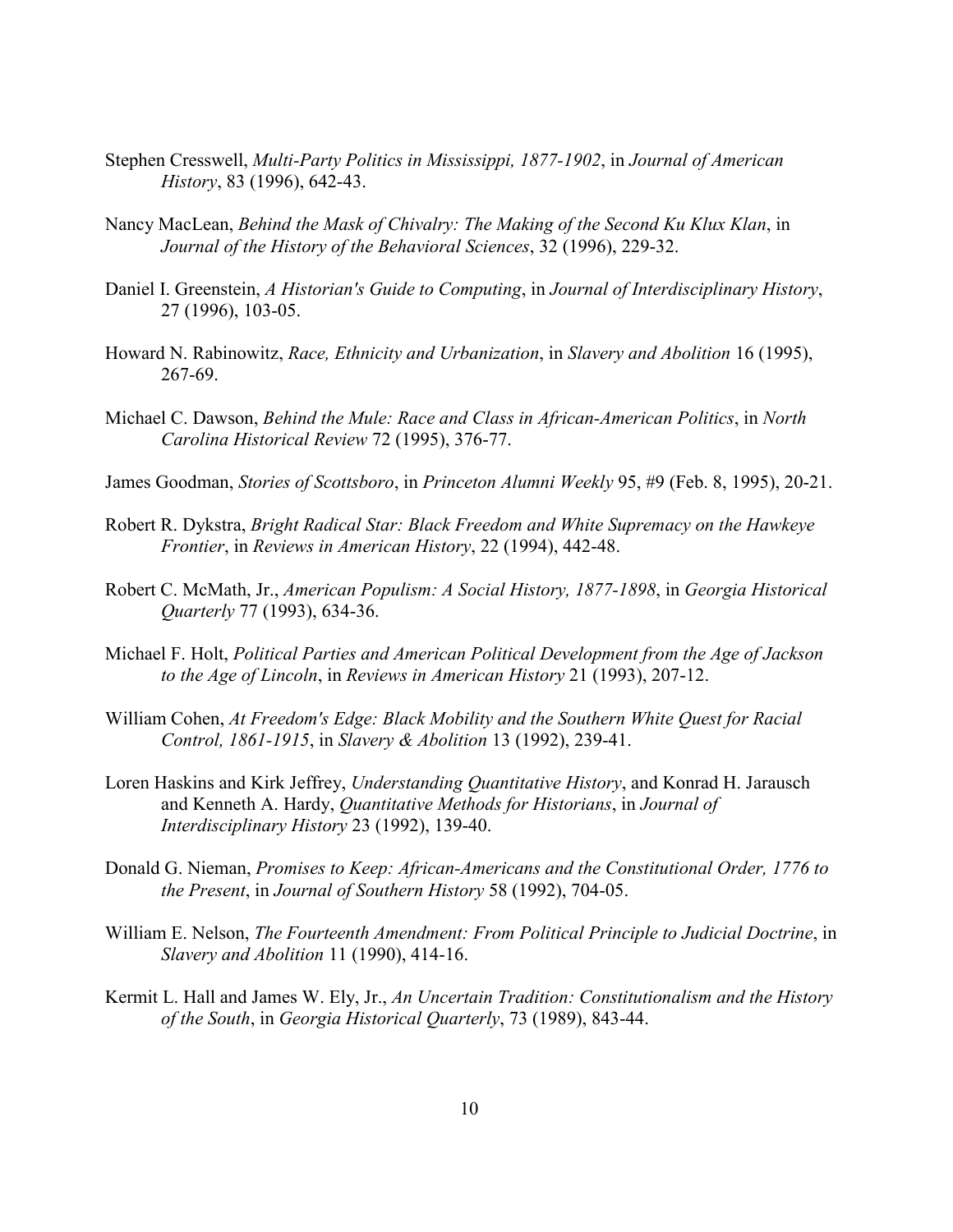Stephen Cresswell, *Multi-Party Politics in Mississippi, 1877-1902*, in *Journal of American History*, 83 (1996), 642-43.

Nancy MacLean, *Behind the Mask of Chivalry: The Making of the Second Ku Klux Klan*, in *Journal of the History of the Behavioral Sciences*, 32 (1996), 229-32.

Daniel I. Greenstein, *A Historian's Guide to Computing*, in *Journal of Interdisciplinary History*, 27 (1996), 103-05.

Howard N. Rabinowitz, *Race, Ethnicity and Urbanization*, in *Slavery and Abolition* 16 (1995), 267-69.

Michael C. Dawson, *Behind the Mule: Race and Class in African-American Politics*, in *North Carolina Historical Review* 72 (1995), 376-77.

James Goodman, *Stories of Scottsboro*, in *Princeton Alumni Weekly* 95, #9 (Feb. 8, 1995), 20-21.

Robert R. Dykstra, *Bright Radical Star: Black Freedom and White Supremacy on the Hawkeye Frontier*, in *Reviews in American History*, 22 (1994), 442-48.

Robert C. McMath, Jr., *American Populism: A Social History, 1877-1898*, in *Georgia Historical Quarterly* 77 (1993), 634-36.

Michael F. Holt, *Political Parties and American Political Development from the Age of Jackson to the Age of Lincoln*, in *Reviews in American History* 21 (1993), 207-12.

William Cohen, *At Freedom's Edge: Black Mobility and the Southern White Quest for Racial Control, 1861-1915*, in *Slavery & Abolition* 13 (1992), 239-41.

Loren Haskins and Kirk Jeffrey, *Understanding Quantitative History*, and Konrad H. Jarausch and Kenneth A. Hardy, *Quantitative Methods for Historians*, in *Journal of Interdisciplinary History* 23 (1992), 139-40.

Donald G. Nieman, *Promises to Keep: African-Americans and the Constitutional Order, 1776 to the Present*, in *Journal of Southern History* 58 (1992), 704-05.

William E. Nelson, *The Fourteenth Amendment: From Political Principle to Judicial Doctrine*, in *Slavery and Abolition* 11 (1990), 414-16.

Kermit L. Hall and James W. Ely, Jr., *An Uncertain Tradition: Constitutionalism and the History of the South*, in *Georgia Historical Quarterly*, 73 (1989), 843-44.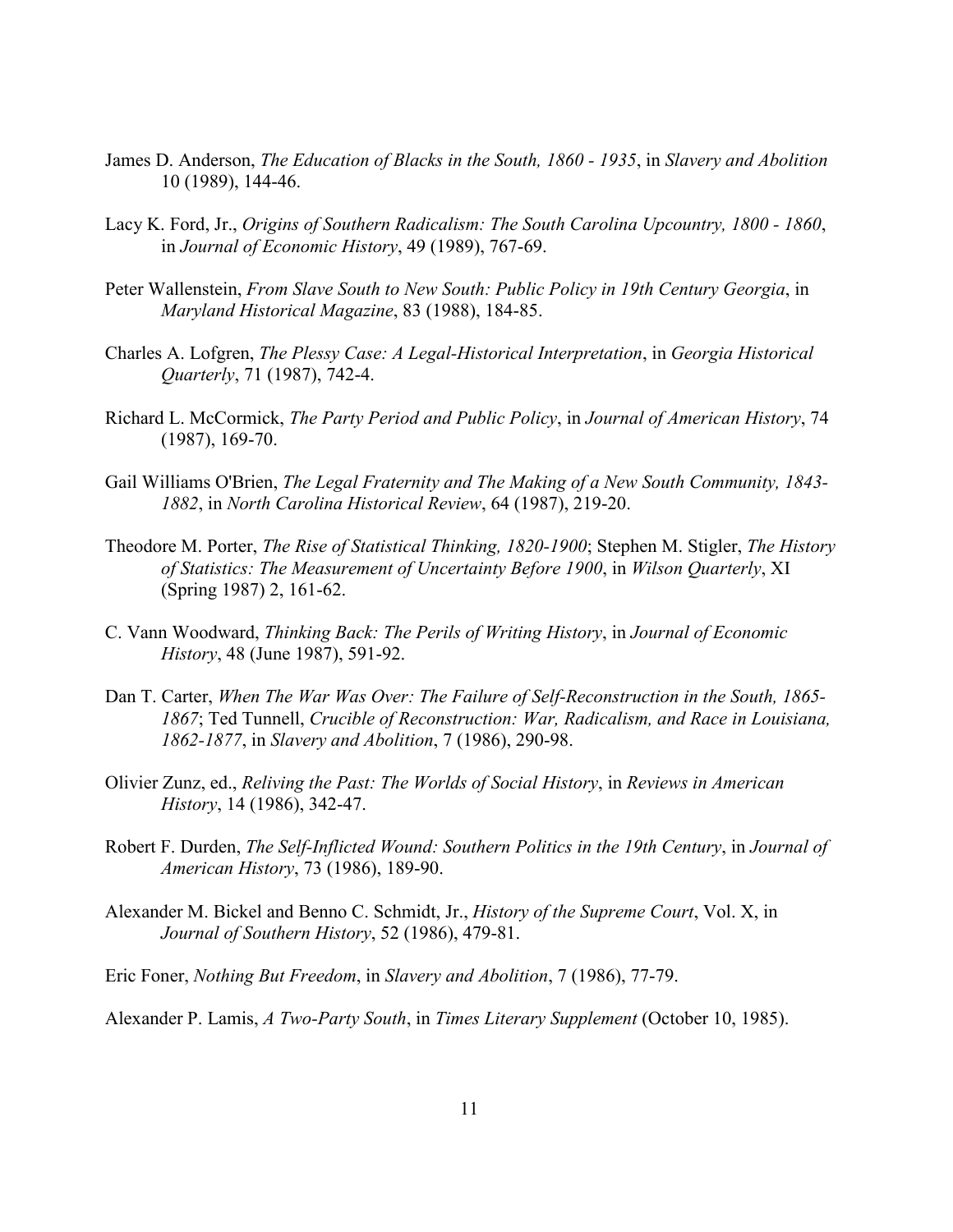James D. Anderson, *The Education of Blacks in the South, 1860 - 1935*, in *Slavery and Abolition* 10 (1989), 144-46.

Lacy K. Ford, Jr., *Origins of Southern Radicalism: The South Carolina Upcountry, 1800 - 1860*, in *Journal of Economic History*, 49 (1989), 767-69.

Peter Wallenstein, *From Slave South to New South: Public Policy in 19th Century Georgia*, in *Maryland Historical Magazine*, 83 (1988), 184-85.

Charles A. Lofgren, *The Plessy Case: A Legal-Historical Interpretation*, in *Georgia Historical Quarterly*, 71 (1987), 742-4.

Richard L. McCormick, *The Party Period and Public Policy*, in *Journal of American History*, 74 (1987), 169-70.

Gail Williams O'Brien, *The Legal Fraternity and The Making of a New South Community, 1843-1882*, in *North Carolina Historical Review*, 64 (1987), 219-20.

Theodore M. Porter, *The Rise of Statistical Thinking, 1820-1900*; Stephen M. Stigler, *The History of Statistics: The Measurement of Uncertainty Before 1900*, in *Wilson Quarterly*, XI (Spring 1987) 2, 161-62.

C. Vann Woodward, *Thinking Back: The Perils of Writing History*, in *Journal of Economic History*, 48 (June 1987), 591-92.

Dan T. Carter, *When The War Was Over: The Failure of Self-Reconstruction in the South, 1865-1867*; Ted Tunnell, *Crucible of Reconstruction: War, Radicalism, and Race in Louisiana, 1862-1877*, in *Slavery and Abolition*, 7 (1986), 290-98.

Olivier Zunz, ed., *Reliving the Past: The Worlds of Social History*, in *Reviews in American History*, 14 (1986), 342-47.

Robert F. Durden, *The Self-Inflicted Wound: Southern Politics in the 19th Century*, in *Journal of American History*, 73 (1986), 189-90.

Alexander M. Bickel and Benno C. Schmidt, Jr., *History of the Supreme Court*, Vol. X, in *Journal of Southern History*, 52 (1986), 479-81.

Eric Foner, *Nothing But Freedom*, in *Slavery and Abolition*, 7 (1986), 77-79.

Alexander P. Lamis, *A Two-Party South*, in *Times Literary Supplement* (October 10, 1985).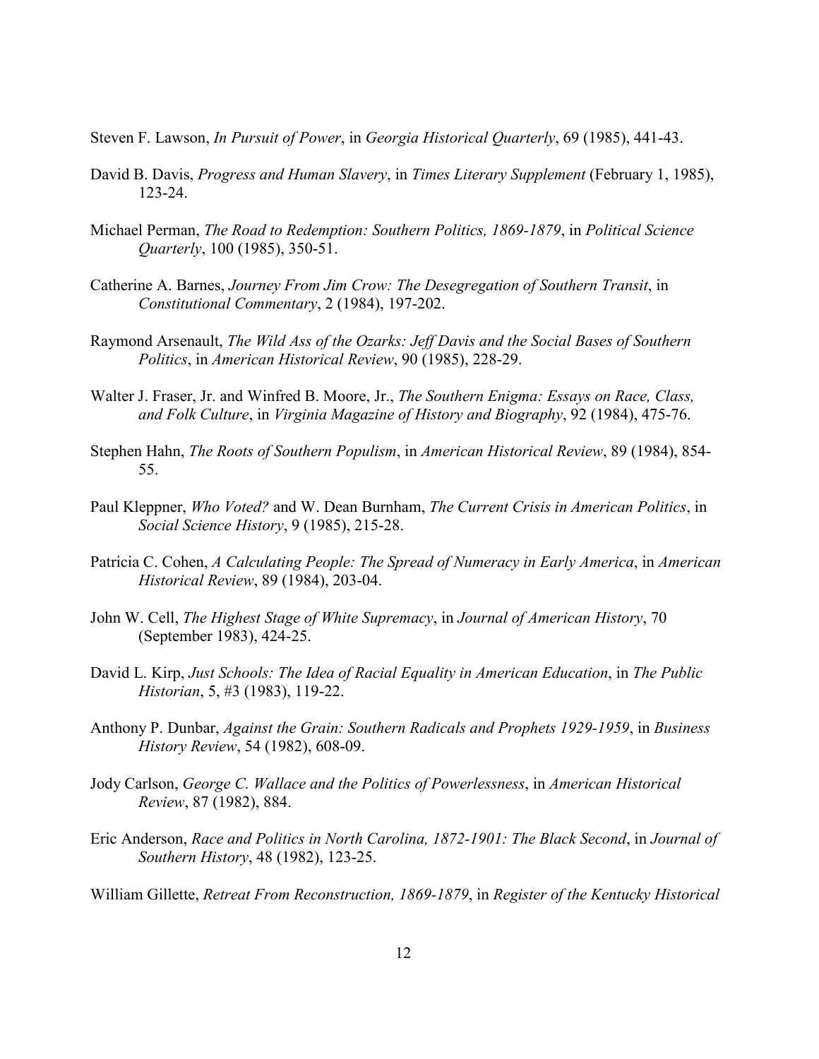Steven F. Lawson, *In Pursuit of Power*, in *Georgia Historical Quarterly*, 69 (1985), 441-43.

David B. Davis, *Progress and Human Slavery*, in *Times Literary Supplement* (February 1, 1985), 123-24.

Michael Perman, *The Road to Redemption: Southern Politics, 1869-1879*, in *Political Science Quarterly*, 100 (1985), 350-51.

Catherine A. Barnes, *Journey From Jim Crow: The Desegregation of Southern Transit*, in *Constitutional Commentary*, 2 (1984), 197-202.

Raymond Arsenault, *The Wild Ass of the Ozarks: Jeff Davis and the Social Bases of Southern Politics*, in *American Historical Review*, 90 (1985), 228-29.

Walter J. Fraser, Jr. and Winfred B. Moore, Jr., *The Southern Enigma: Essays on Race, Class, and Folk Culture*, in *Virginia Magazine of History and Biography*, 92 (1984), 475-76.

Stephen Hahn, *The Roots of Southern Populism*, in *American Historical Review*, 89 (1984), 854-55.

Paul Kleppner, *Who Voted?* and W. Dean Burnham, *The Current Crisis in American Politics*, in *Social Science History*, 9 (1985), 215-28.

Patricia C. Cohen, *A Calculating People: The Spread of Numeracy in Early America*, in *American Historical Review*, 89 (1984), 203-04.

John W. Cell, *The Highest Stage of White Supremacy*, in *Journal of American History*, 70 (September 1983), 424-25.

David L. Kirp, *Just Schools: The Idea of Racial Equality in American Education*, in *The Public Historian*, 5, #3 (1983), 119-22.

Anthony P. Dunbar, *Against the Grain: Southern Radicals and Prophets 1929-1959*, in *Business History Review*, 54 (1982), 608-09.

Jody Carlson, *George C. Wallace and the Politics of Powerlessness*, in *American Historical Review*, 87 (1982), 884.

Eric Anderson, *Race and Politics in North Carolina, 1872-1901: The Black Second*, in *Journal of Southern History*, 48 (1982), 123-25.

William Gillette, *Retreat From Reconstruction, 1869-1879*, in *Register of the Kentucky Historical*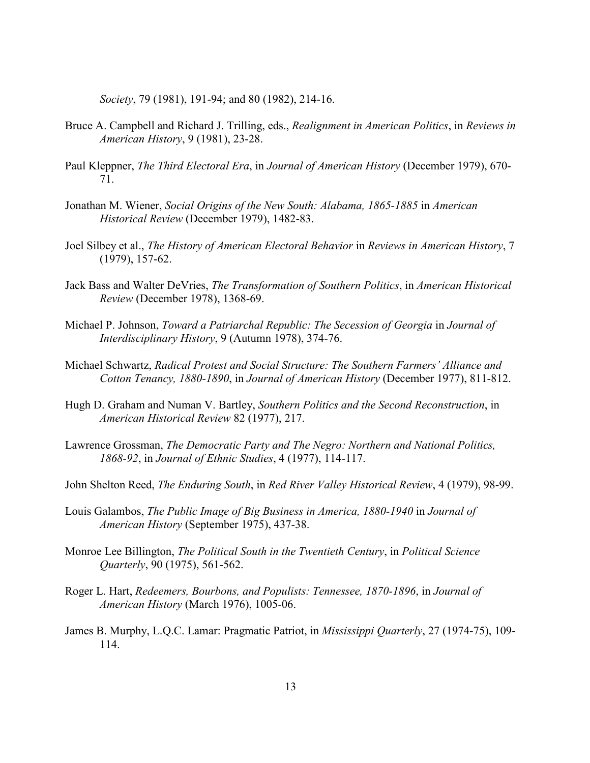*Society*, 79 (1981), 191-94; and 80 (1982), 214-16.

Bruce A. Campbell and Richard J. Trilling, eds., *Realignment in American Politics*, in *Reviews in American History*, 9 (1981), 23-28.

Paul Kleppner, *The Third Electoral Era*, in *Journal of American History* (December 1979), 670-71.

Jonathan M. Wiener, *Social Origins of the New South: Alabama, 1865-1885* in *American Historical Review* (December 1979), 1482-83.

Joel Silbey et al., *The History of American Electoral Behavior* in *Reviews in American History*, 7 (1979), 157-62.

Jack Bass and Walter DeVries, *The Transformation of Southern Politics*, in *American Historical Review* (December 1978), 1368-69.

Michael P. Johnson, *Toward a Patriarchal Republic: The Secession of Georgia* in *Journal of Interdisciplinary History*, 9 (Autumn 1978), 374-76.

Michael Schwartz, *Radical Protest and Social Structure: The Southern Farmers' Alliance and Cotton Tenancy, 1880-1890*, in *Journal of American History* (December 1977), 811-812.

Hugh D. Graham and Numan V. Bartley, *Southern Politics and the Second Reconstruction*, in *American Historical Review* 82 (1977), 217.

Lawrence Grossman, *The Democratic Party and The Negro: Northern and National Politics, 1868-92*, in *Journal of Ethnic Studies*, 4 (1977), 114-117.

John Shelton Reed, *The Enduring South*, in *Red River Valley Historical Review*, 4 (1979), 98-99.

Louis Galambos, *The Public Image of Big Business in America, 1880-1940* in *Journal of American History* (September 1975), 437-38.

Monroe Lee Billington, *The Political South in the Twentieth Century*, in *Political Science Quarterly*, 90 (1975), 561-562.

Roger L. Hart, *Redeemers, Bourbons, and Populists: Tennessee, 1870-1896*, in *Journal of American History* (March 1976), 1005-06.

James B. Murphy, L.Q.C. Lamar: Pragmatic Patriot, in *Mississippi Quarterly*, 27 (1974-75), 109-114.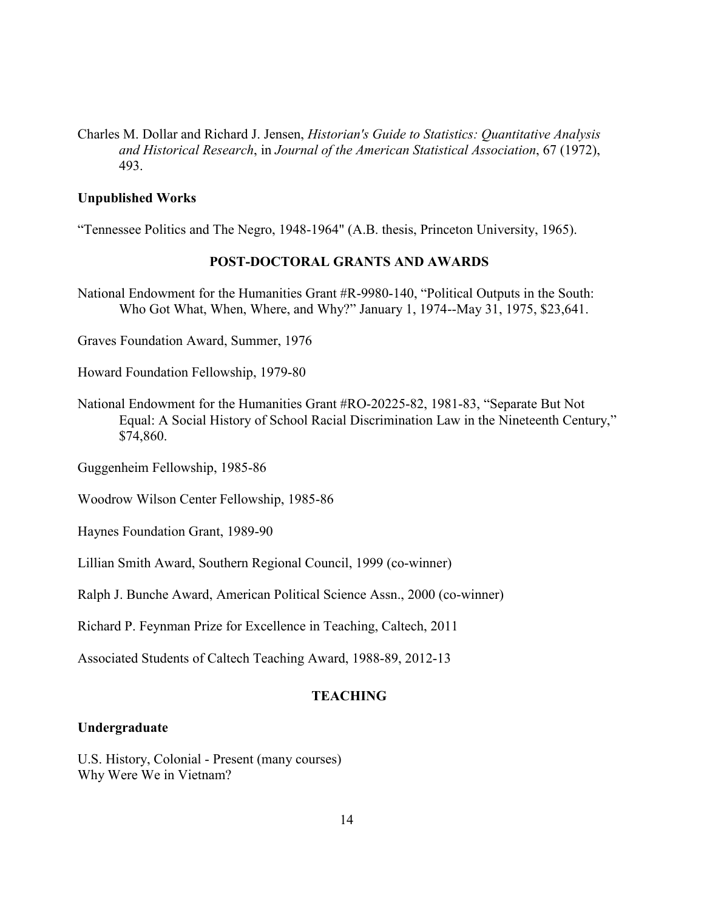Charles M. Dollar and Richard J. Jensen, *Historian's Guide to Statistics: Quantitative Analysis and Historical Research*, in *Journal of the American Statistical Association*, 67 (1972), 493.

**Unpublished Works**

“Tennessee Politics and The Negro, 1948-1964" (A.B. thesis, Princeton University, 1965).

## POST-DOCTORAL GRANTS AND AWARDS

National Endowment for the Humanities Grant #R-9980-140, “Political Outputs in the South: Who Got What, When, Where, and Why?” January 1, 1974--May 31, 1975, $23,641.

Graves Foundation Award, Summer, 1976

Howard Foundation Fellowship, 1979-80

National Endowment for the Humanities Grant #RO-20225-82, 1981-83, “Separate But Not Equal: A Social History of School Racial Discrimination Law in the Nineteenth Century,” $74,860.

Guggenheim Fellowship, 1985-86

Woodrow Wilson Center Fellowship, 1985-86

Haynes Foundation Grant, 1989-90

Lillian Smith Award, Southern Regional Council, 1999 (co-winner)

Ralph J. Bunche Award, American Political Science Assn., 2000 (co-winner)

Richard P. Feynman Prize for Excellence in Teaching, Caltech, 2011

Associated Students of Caltech Teaching Award, 1988-89, 2012-13

## TEACHING

**Undergraduate**

U.S. History, Colonial - Present (many courses)
Why Were We in Vietnam?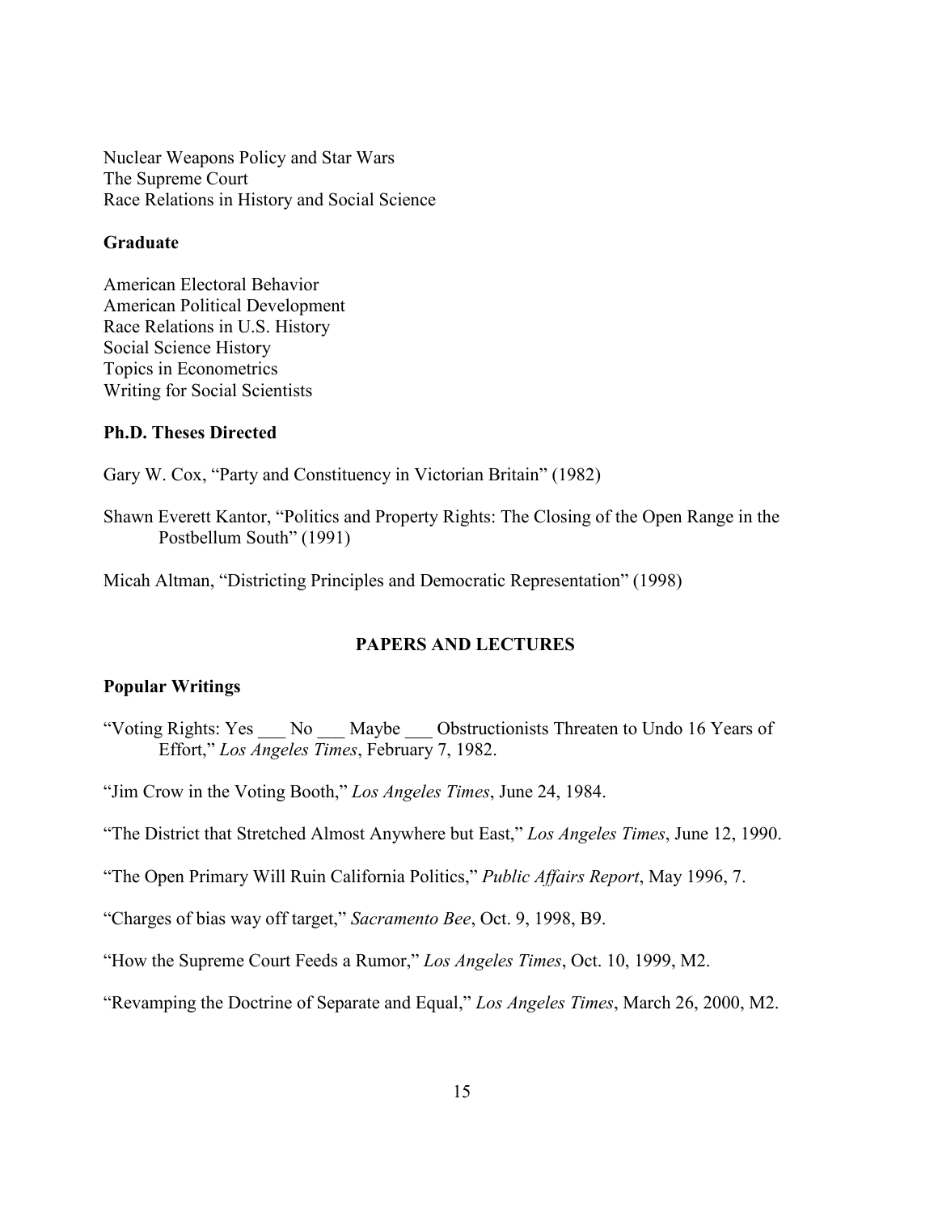Nuclear Weapons Policy and Star Wars
The Supreme Court
Race Relations in History and Social Science

**Graduate**

American Electoral Behavior
American Political Development
Race Relations in U.S. History
Social Science History
Topics in Econometrics
Writing for Social Scientists

**Ph.D. Theses Directed**

Gary W. Cox, "Party and Constituency in Victorian Britain" (1982)

Shawn Everett Kantor, "Politics and Property Rights: The Closing of the Open Range in the Postbellum South" (1991)

Micah Altman, "Districting Principles and Democratic Representation" (1998)

## PAPERS AND LECTURES

**Popular Writings**

"Voting Rights: Yes ___ No ___ Maybe ___ Obstructionists Threaten to Undo 16 Years of Effort," *Los Angeles Times*, February 7, 1982.

"Jim Crow in the Voting Booth," *Los Angeles Times*, June 24, 1984.

"The District that Stretched Almost Anywhere but East," *Los Angeles Times*, June 12, 1990.

"The Open Primary Will Ruin California Politics," *Public Affairs Report*, May 1996, 7.

"Charges of bias way off target," *Sacramento Bee*, Oct. 9, 1998, B9.

"How the Supreme Court Feeds a Rumor," *Los Angeles Times*, Oct. 10, 1999, M2.

"Revamping the Doctrine of Separate and Equal," *Los Angeles Times*, March 26, 2000, M2.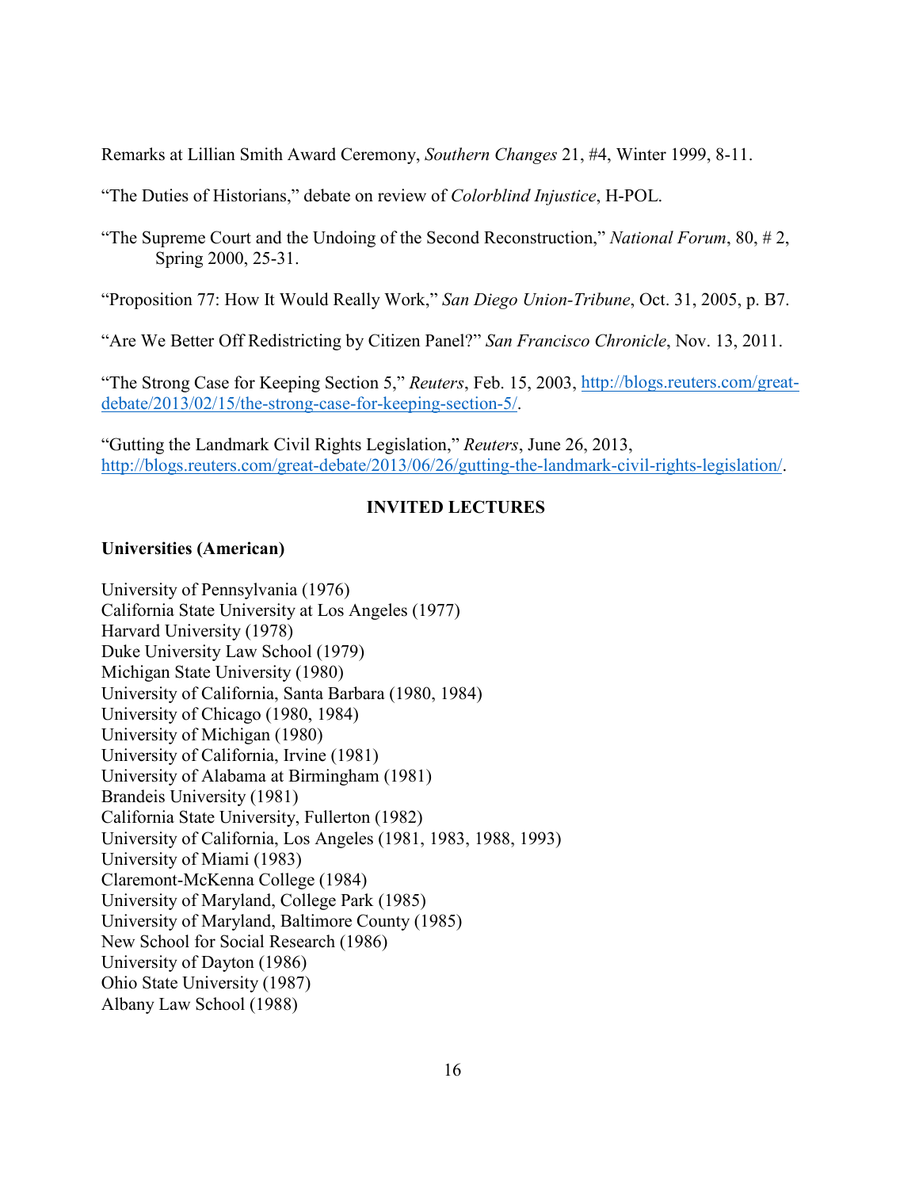Remarks at Lillian Smith Award Ceremony, *Southern Changes* 21, #4, Winter 1999, 8-11.

"The Duties of Historians," debate on review of *Colorblind Injustice*, H-POL.

"The Supreme Court and the Undoing of the Second Reconstruction," *National Forum*, 80, # 2, Spring 2000, 25-31.

"Proposition 77: How It Would Really Work," *San Diego Union-Tribune*, Oct. 31, 2005, p. B7.

"Are We Better Off Redistricting by Citizen Panel?" *San Francisco Chronicle*, Nov. 13, 2011.

"The Strong Case for Keeping Section 5," *Reuters*, Feb. 15, 2003, http://blogs.reuters.com/great-debate/2013/02/15/the-strong-case-for-keeping-section-5/.

"Gutting the Landmark Civil Rights Legislation," *Reuters*, June 26, 2013, http://blogs.reuters.com/great-debate/2013/06/26/gutting-the-landmark-civil-rights-legislation/.

## INVITED LECTURES

### Universities (American)

University of Pennsylvania (1976)
California State University at Los Angeles (1977)
Harvard University (1978)
Duke University Law School (1979)
Michigan State University (1980)
University of California, Santa Barbara (1980, 1984)
University of Chicago (1980, 1984)
University of Michigan (1980)
University of California, Irvine (1981)
University of Alabama at Birmingham (1981)
Brandeis University (1981)
California State University, Fullerton (1982)
University of California, Los Angeles (1981, 1983, 1988, 1993)
University of Miami (1983)
Claremont-McKenna College (1984)
University of Maryland, College Park (1985)
University of Maryland, Baltimore County (1985)
New School for Social Research (1986)
University of Dayton (1986)
Ohio State University (1987)
Albany Law School (1988)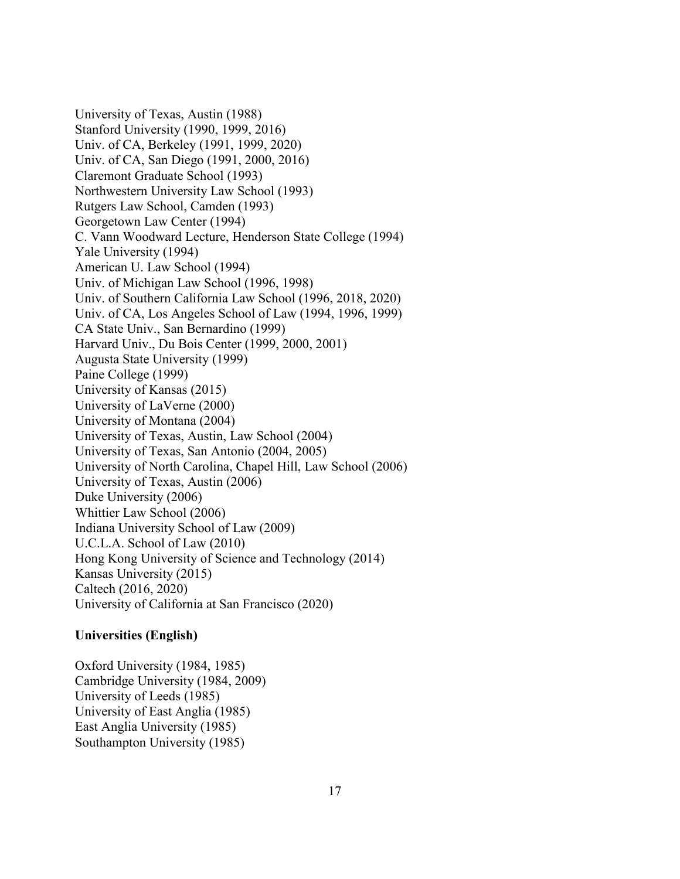University of Texas, Austin (1988)
Stanford University (1990, 1999, 2016)
Univ. of CA, Berkeley (1991, 1999, 2020)
Univ. of CA, San Diego (1991, 2000, 2016)
Claremont Graduate School (1993)
Northwestern University Law School (1993)
Rutgers Law School, Camden (1993)
Georgetown Law Center (1994)
C. Vann Woodward Lecture, Henderson State College (1994)
Yale University (1994)
American U. Law School (1994)
Univ. of Michigan Law School (1996, 1998)
Univ. of Southern California Law School (1996, 2018, 2020)
Univ. of CA, Los Angeles School of Law (1994, 1996, 1999)
CA State Univ., San Bernardino (1999)
Harvard Univ., Du Bois Center (1999, 2000, 2001)
Augusta State University (1999)
Paine College (1999)
University of Kansas (2015)
University of LaVerne (2000)
University of Montana (2004)
University of Texas, Austin, Law School (2004)
University of Texas, San Antonio (2004, 2005)
University of North Carolina, Chapel Hill, Law School (2006)
University of Texas, Austin (2006)
Duke University (2006)
Whittier Law School (2006)
Indiana University School of Law (2009)
U.C.L.A. School of Law (2010)
Hong Kong University of Science and Technology (2014)
Kansas University (2015)
Caltech (2016, 2020)
University of California at San Francisco (2020)

**Universities (English)**

Oxford University (1984, 1985)
Cambridge University (1984, 2009)
University of Leeds (1985)
University of East Anglia (1985)
East Anglia University (1985)
Southampton University (1985)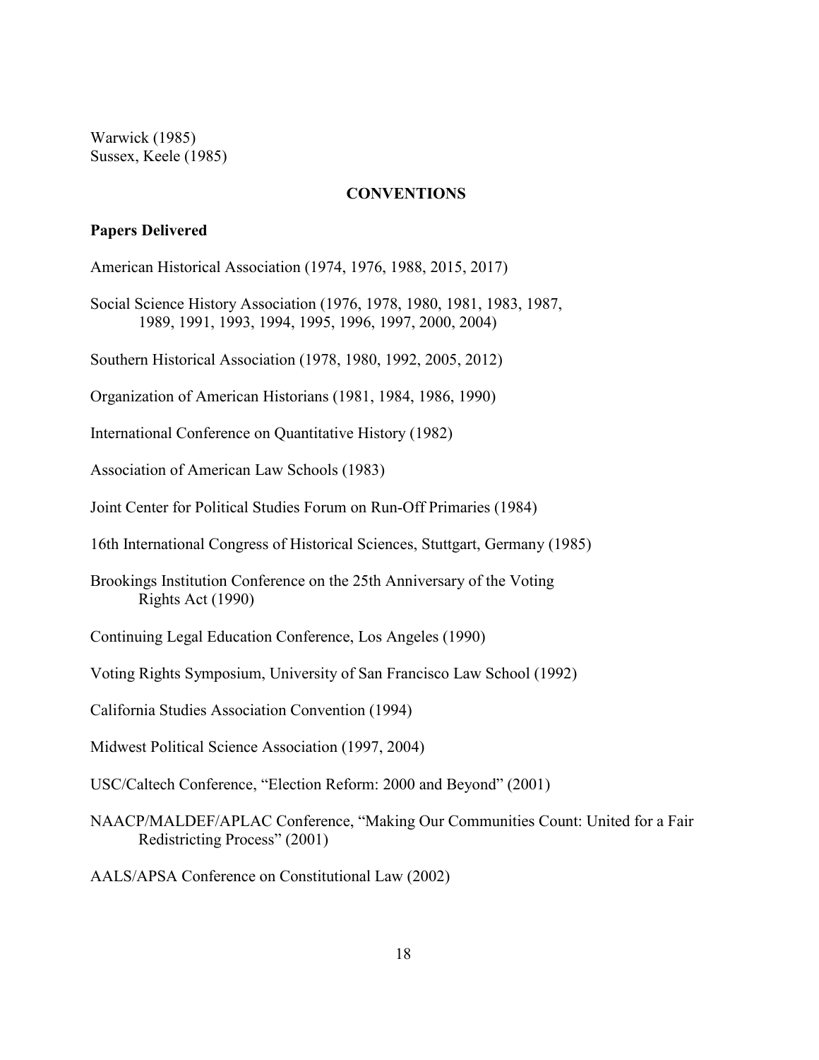Warwick (1985)
Sussex, Keele (1985)

## CONVENTIONS

### Papers Delivered

American Historical Association (1974, 1976, 1988, 2015, 2017)

Social Science History Association (1976, 1978, 1980, 1981, 1983, 1987, 1989, 1991, 1993, 1994, 1995, 1996, 1997, 2000, 2004)

Southern Historical Association (1978, 1980, 1992, 2005, 2012)

Organization of American Historians (1981, 1984, 1986, 1990)

International Conference on Quantitative History (1982)

Association of American Law Schools (1983)

Joint Center for Political Studies Forum on Run-Off Primaries (1984)

16th International Congress of Historical Sciences, Stuttgart, Germany (1985)

Brookings Institution Conference on the 25th Anniversary of the Voting Rights Act (1990)

Continuing Legal Education Conference, Los Angeles (1990)

Voting Rights Symposium, University of San Francisco Law School (1992)

California Studies Association Convention (1994)

Midwest Political Science Association (1997, 2004)

USC/Caltech Conference, "Election Reform: 2000 and Beyond" (2001)

NAACP/MALDEF/APLAC Conference, "Making Our Communities Count: United for a Fair Redistricting Process" (2001)

AALS/APSA Conference on Constitutional Law (2002)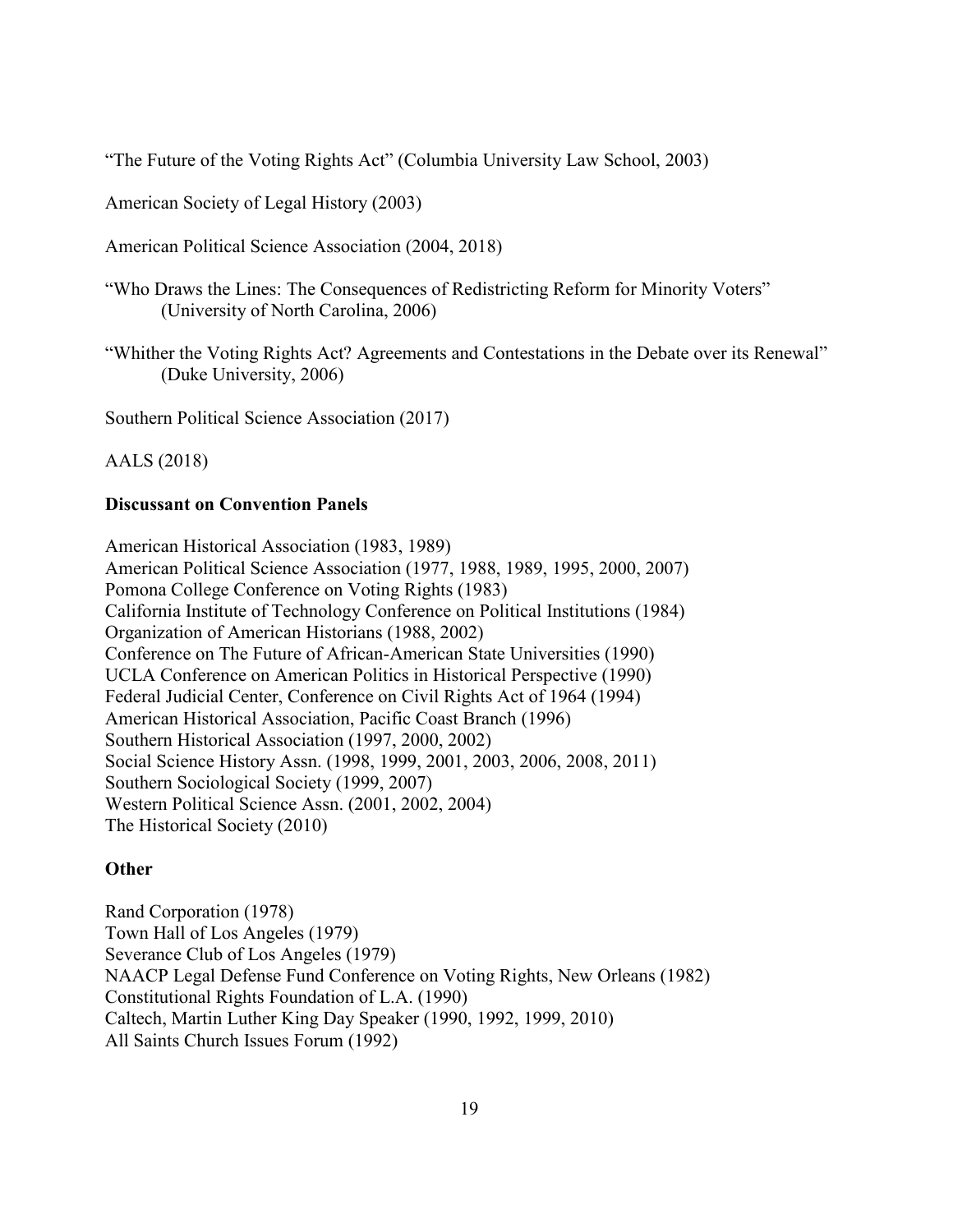"The Future of the Voting Rights Act" (Columbia University Law School, 2003)

American Society of Legal History (2003)

American Political Science Association (2004, 2018)

"Who Draws the Lines: The Consequences of Redistricting Reform for Minority Voters" (University of North Carolina, 2006)

"Whither the Voting Rights Act? Agreements and Contestations in the Debate over its Renewal" (Duke University, 2006)

Southern Political Science Association (2017)

AALS (2018)

**Discussant on Convention Panels**

American Historical Association (1983, 1989)
American Political Science Association (1977, 1988, 1989, 1995, 2000, 2007)
Pomona College Conference on Voting Rights (1983)
California Institute of Technology Conference on Political Institutions (1984)
Organization of American Historians (1988, 2002)
Conference on The Future of African-American State Universities (1990)
UCLA Conference on American Politics in Historical Perspective (1990)
Federal Judicial Center, Conference on Civil Rights Act of 1964 (1994)
American Historical Association, Pacific Coast Branch (1996)
Southern Historical Association (1997, 2000, 2002)
Social Science History Assn. (1998, 1999, 2001, 2003, 2006, 2008, 2011)
Southern Sociological Society (1999, 2007)
Western Political Science Assn. (2001, 2002, 2004)
The Historical Society (2010)

**Other**

Rand Corporation (1978)
Town Hall of Los Angeles (1979)
Severance Club of Los Angeles (1979)
NAACP Legal Defense Fund Conference on Voting Rights, New Orleans (1982)
Constitutional Rights Foundation of L.A. (1990)
Caltech, Martin Luther King Day Speaker (1990, 1992, 1999, 2010)
All Saints Church Issues Forum (1992)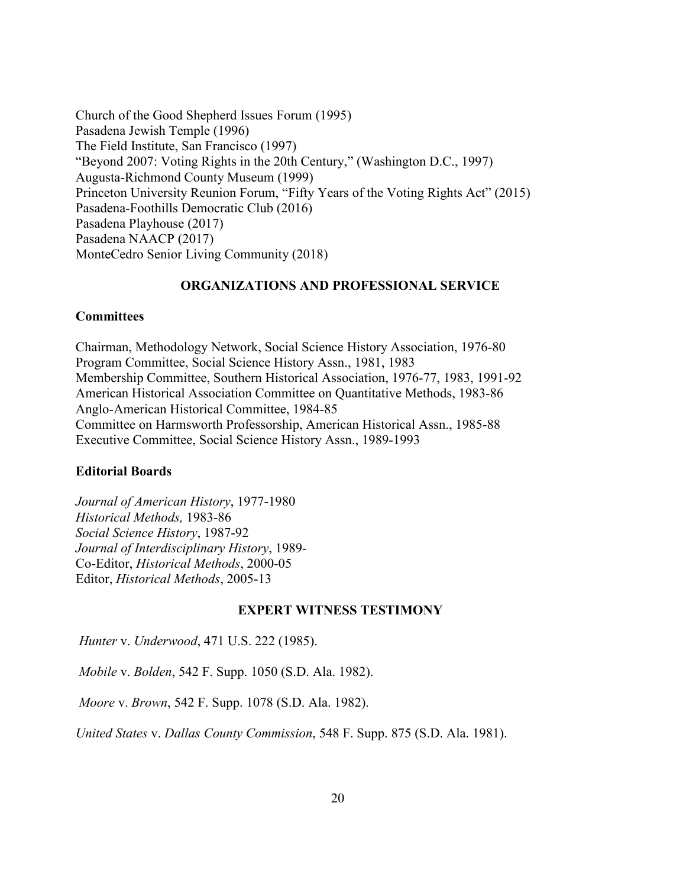Church of the Good Shepherd Issues Forum (1995)
Pasadena Jewish Temple (1996)
The Field Institute, San Francisco (1997)
"Beyond 2007: Voting Rights in the 20th Century," (Washington D.C., 1997)
Augusta-Richmond County Museum (1999)
Princeton University Reunion Forum, "Fifty Years of the Voting Rights Act" (2015)
Pasadena-Foothills Democratic Club (2016)
Pasadena Playhouse (2017)
Pasadena NAACP (2017)
MonteCedro Senior Living Community (2018)

## ORGANIZATIONS AND PROFESSIONAL SERVICE

### Committees

Chairman, Methodology Network, Social Science History Association, 1976-80
Program Committee, Social Science History Assn., 1981, 1983
Membership Committee, Southern Historical Association, 1976-77, 1983, 1991-92
American Historical Association Committee on Quantitative Methods, 1983-86
Anglo-American Historical Committee, 1984-85
Committee on Harmsworth Professorship, American Historical Assn., 1985-88
Executive Committee, Social Science History Assn., 1989-1993

### Editorial Boards

*Journal of American History*, 1977-1980
*Historical Methods,* 1983-86
*Social Science History*, 1987-92
*Journal of Interdisciplinary History*, 1989-
Co-Editor, *Historical Methods*, 2000-05
Editor, *Historical Methods*, 2005-13

## EXPERT WITNESS TESTIMONY

*Hunter* v. *Underwood*, 471 U.S. 222 (1985).

*Mobile* v. *Bolden*, 542 F. Supp. 1050 (S.D. Ala. 1982).

*Moore* v. *Brown*, 542 F. Supp. 1078 (S.D. Ala. 1982).

*United States* v. *Dallas County Commission*, 548 F. Supp. 875 (S.D. Ala. 1981).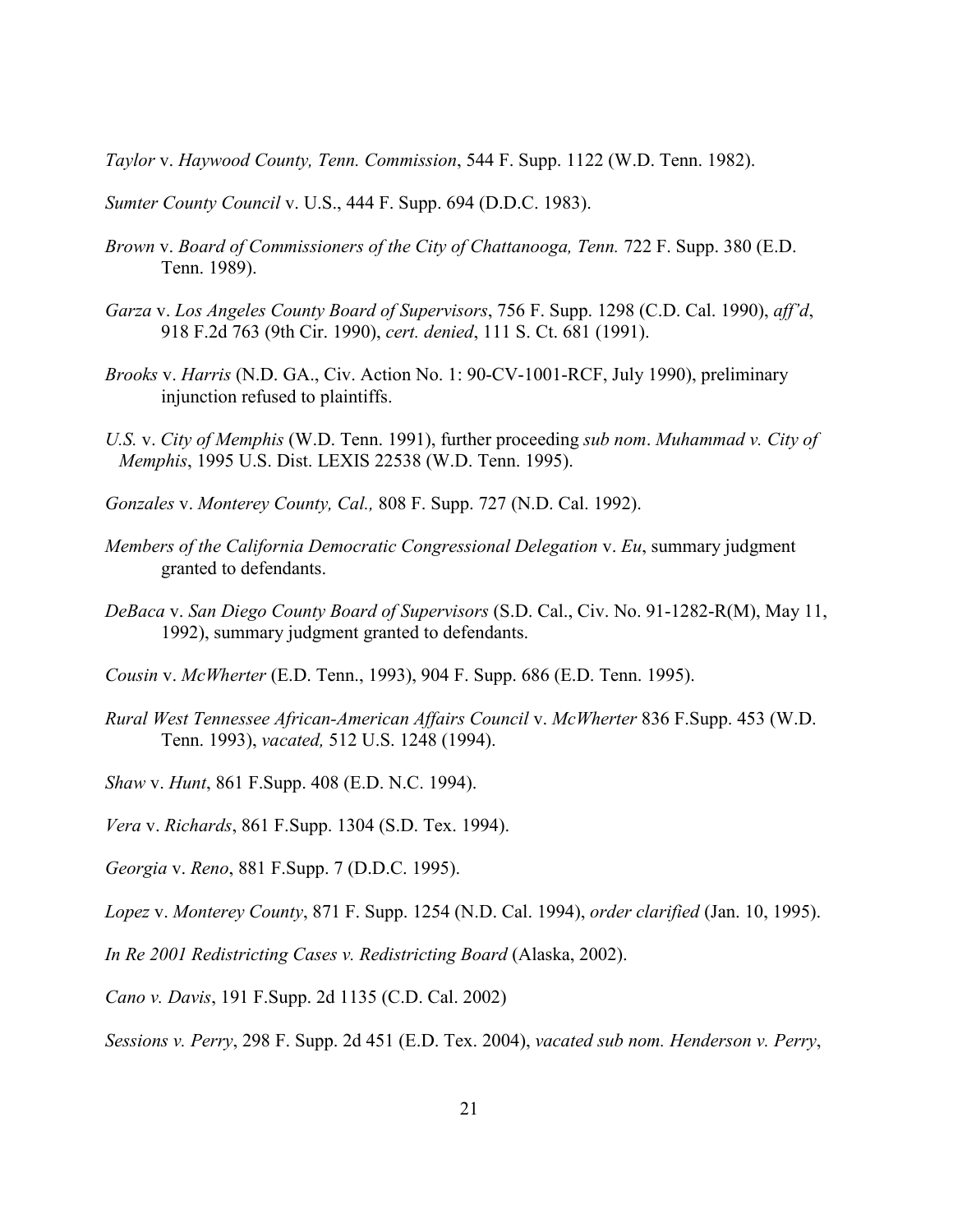*Taylor* v. *Haywood County, Tenn. Commission*, 544 F. Supp. 1122 (W.D. Tenn. 1982).

*Sumter County Council* v. U.S., 444 F. Supp. 694 (D.D.C. 1983).

*Brown* v. *Board of Commissioners of the City of Chattanooga, Tenn.* 722 F. Supp. 380 (E.D. Tenn. 1989).

*Garza* v. *Los Angeles County Board of Supervisors*, 756 F. Supp. 1298 (C.D. Cal. 1990), *aff'd*, 918 F.2d 763 (9th Cir. 1990), *cert. denied*, 111 S. Ct. 681 (1991).

*Brooks* v. *Harris* (N.D. GA., Civ. Action No. 1: 90-CV-1001-RCF, July 1990), preliminary injunction refused to plaintiffs.

*U.S.* v. *City of Memphis* (W.D. Tenn. 1991), further proceeding *sub nom*. *Muhammad v. City of Memphis*, 1995 U.S. Dist. LEXIS 22538 (W.D. Tenn. 1995).

*Gonzales* v. *Monterey County, Cal.,* 808 F. Supp. 727 (N.D. Cal. 1992).

*Members of the California Democratic Congressional Delegation* v. *Eu*, summary judgment granted to defendants.

*DeBaca* v. *San Diego County Board of Supervisors* (S.D. Cal., Civ. No. 91-1282-R(M), May 11, 1992), summary judgment granted to defendants.

*Cousin* v. *McWherter* (E.D. Tenn., 1993), 904 F. Supp. 686 (E.D. Tenn. 1995).

*Rural West Tennessee African-American Affairs Council* v. *McWherter* 836 F.Supp. 453 (W.D. Tenn. 1993), *vacated,* 512 U.S. 1248 (1994).

*Shaw* v. *Hunt*, 861 F.Supp. 408 (E.D. N.C. 1994).

*Vera* v. *Richards*, 861 F.Supp. 1304 (S.D. Tex. 1994).

*Georgia* v. *Reno*, 881 F.Supp. 7 (D.D.C. 1995).

*Lopez* v. *Monterey County*, 871 F. Supp. 1254 (N.D. Cal. 1994), *order clarified* (Jan. 10, 1995).

*In Re 2001 Redistricting Cases v. Redistricting Board* (Alaska, 2002).

*Cano v. Davis*, 191 F.Supp. 2d 1135 (C.D. Cal. 2002)

*Sessions v. Perry*, 298 F. Supp. 2d 451 (E.D. Tex. 2004), *vacated sub nom. Henderson v. Perry*,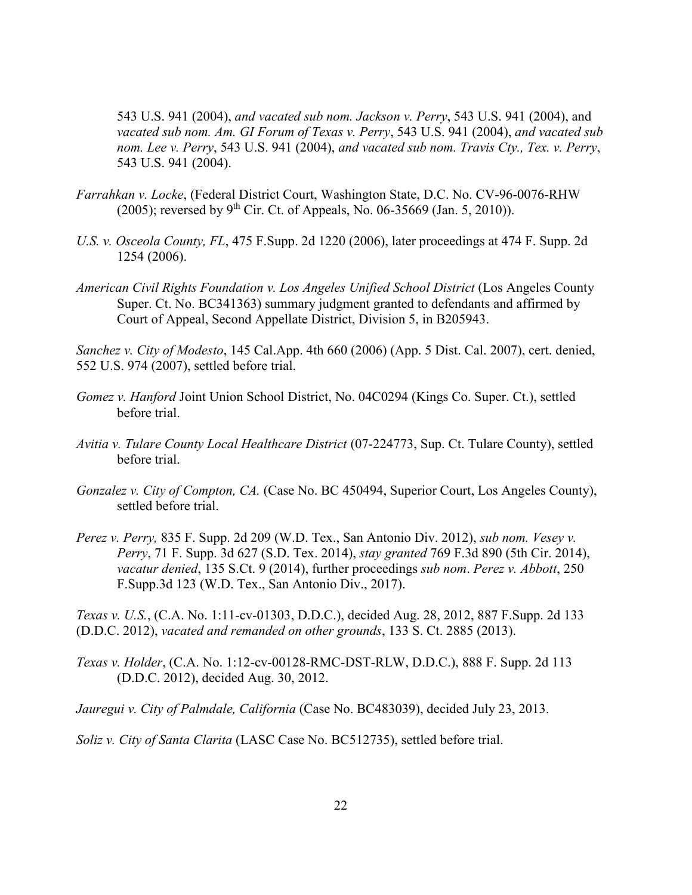543 U.S. 941 (2004), *and vacated sub nom. Jackson v. Perry*, 543 U.S. 941 (2004), and *vacated sub nom. Am. GI Forum of Texas v. Perry*, 543 U.S. 941 (2004), *and vacated sub nom. Lee v. Perry*, 543 U.S. 941 (2004), *and vacated sub nom. Travis Cty., Tex. v. Perry*, 543 U.S. 941 (2004).

*Farrahkan v. Locke*, (Federal District Court, Washington State, D.C. No. CV-96-0076-RHW (2005); reversed by 9th Cir. Ct. of Appeals, No. 06-35669 (Jan. 5, 2010)).

*U.S. v. Osceola County, FL*, 475 F.Supp. 2d 1220 (2006), later proceedings at 474 F. Supp. 2d 1254 (2006).

*American Civil Rights Foundation v. Los Angeles Unified School District* (Los Angeles County Super. Ct. No. BC341363) summary judgment granted to defendants and affirmed by Court of Appeal, Second Appellate District, Division 5, in B205943.

*Sanchez v. City of Modesto*, 145 Cal.App. 4th 660 (2006) (App. 5 Dist. Cal. 2007), cert. denied, 552 U.S. 974 (2007), settled before trial.

*Gomez v. Hanford* Joint Union School District, No. 04C0294 (Kings Co. Super. Ct.), settled before trial.

*Avitia v. Tulare County Local Healthcare District* (07-224773, Sup. Ct. Tulare County), settled before trial.

*Gonzalez v. City of Compton, CA.* (Case No. BC 450494, Superior Court, Los Angeles County), settled before trial.

*Perez v. Perry,* 835 F. Supp. 2d 209 (W.D. Tex., San Antonio Div. 2012), *sub nom. Vesey v. Perry*, 71 F. Supp. 3d 627 (S.D. Tex. 2014), *stay granted* 769 F.3d 890 (5th Cir. 2014), *vacatur denied*, 135 S.Ct. 9 (2014), further proceedings *sub nom*. *Perez v. Abbott*, 250 F.Supp.3d 123 (W.D. Tex., San Antonio Div., 2017).

*Texas v. U.S.*, (C.A. No. 1:11-cv-01303, D.D.C.), decided Aug. 28, 2012, 887 F.Supp. 2d 133 (D.D.C. 2012), *vacated and remanded on other grounds*, 133 S. Ct. 2885 (2013).

*Texas v. Holder*, (C.A. No. 1:12-cv-00128-RMC-DST-RLW, D.D.C.), 888 F. Supp. 2d 113 (D.D.C. 2012), decided Aug. 30, 2012.

*Jauregui v. City of Palmdale, California* (Case No. BC483039), decided July 23, 2013.

*Soliz v. City of Santa Clarita* (LASC Case No. BC512735), settled before trial.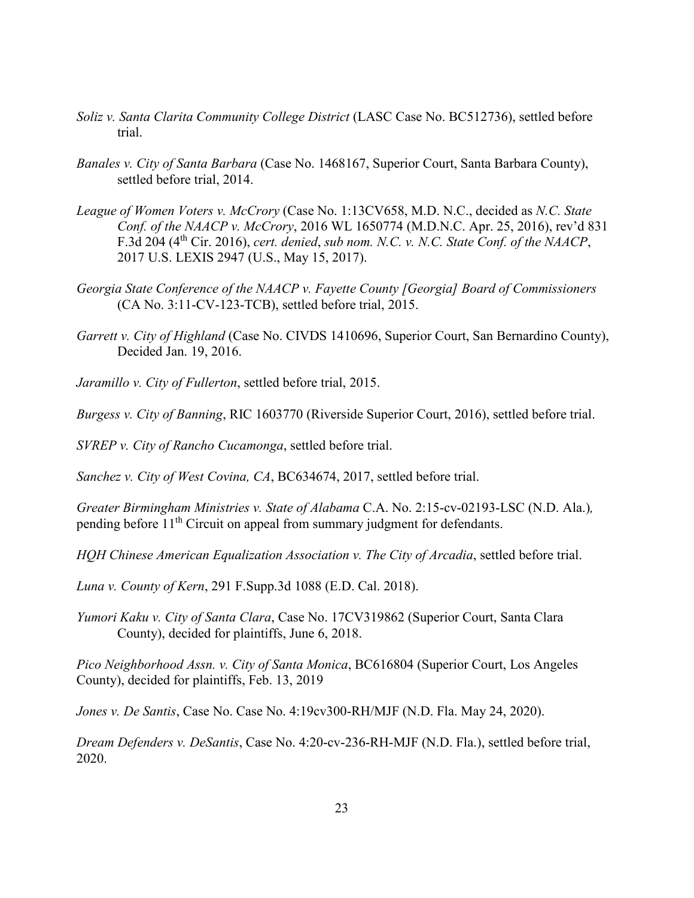*Soliz v. Santa Clarita Community College District* (LASC Case No. BC512736), settled before trial.

*Banales v. City of Santa Barbara* (Case No. 1468167, Superior Court, Santa Barbara County), settled before trial, 2014.

*League of Women Voters v. McCrory* (Case No. 1:13CV658, M.D. N.C., decided as *N.C. State Conf. of the NAACP v. McCrory*, 2016 WL 1650774 (M.D.N.C. Apr. 25, 2016), rev'd 831 F.3d 204 (4th Cir. 2016), *cert. denied*, *sub nom. N.C. v. N.C. State Conf. of the NAACP*, 2017 U.S. LEXIS 2947 (U.S., May 15, 2017).

*Georgia State Conference of the NAACP v. Fayette County [Georgia] Board of Commissioners* (CA No. 3:11-CV-123-TCB), settled before trial, 2015.

*Garrett v. City of Highland* (Case No. CIVDS 1410696, Superior Court, San Bernardino County), Decided Jan. 19, 2016.

*Jaramillo v. City of Fullerton*, settled before trial, 2015.

*Burgess v. City of Banning*, RIC 1603770 (Riverside Superior Court, 2016), settled before trial.

*SVREP v. City of Rancho Cucamonga*, settled before trial.

*Sanchez v. City of West Covina, CA*, BC634674, 2017, settled before trial.

*Greater Birmingham Ministries v. State of Alabama* C.A. No. 2:15-cv-02193-LSC (N.D. Ala.), pending before 11th Circuit on appeal from summary judgment for defendants.

*HQH Chinese American Equalization Association v. The City of Arcadia*, settled before trial.

*Luna v. County of Kern*, 291 F.Supp.3d 1088 (E.D. Cal. 2018).

*Yumori Kaku v. City of Santa Clara*, Case No. 17CV319862 (Superior Court, Santa Clara County), decided for plaintiffs, June 6, 2018.

*Pico Neighborhood Assn. v. City of Santa Monica*, BC616804 (Superior Court, Los Angeles County), decided for plaintiffs, Feb. 13, 2019

*Jones v. De Santis*, Case No. Case No. 4:19cv300-RH/MJF (N.D. Fla. May 24, 2020).

*Dream Defenders v. DeSantis*, Case No. 4:20-cv-236-RH-MJF (N.D. Fla.), settled before trial, 2020.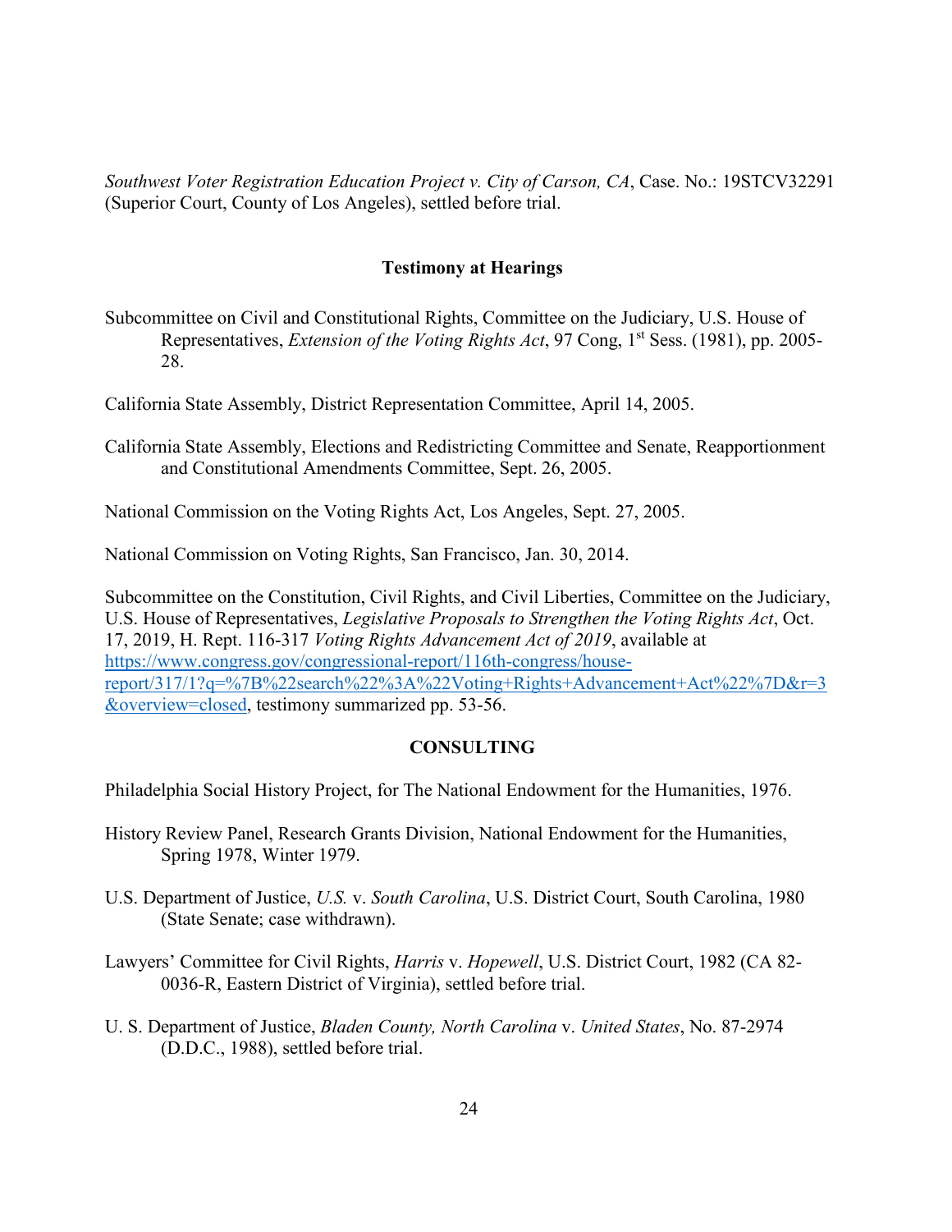*Southwest Voter Registration Education Project v. City of Carson, CA*, Case. No.: 19STCV32291 (Superior Court, County of Los Angeles), settled before trial.

### Testimony at Hearings

Subcommittee on Civil and Constitutional Rights, Committee on the Judiciary, U.S. House of Representatives, *Extension of the Voting Rights Act*, 97 Cong, 1st Sess. (1981), pp. 2005-28.

California State Assembly, District Representation Committee, April 14, 2005.

California State Assembly, Elections and Redistricting Committee and Senate, Reapportionment and Constitutional Amendments Committee, Sept. 26, 2005.

National Commission on the Voting Rights Act, Los Angeles, Sept. 27, 2005.

National Commission on Voting Rights, San Francisco, Jan. 30, 2014.

Subcommittee on the Constitution, Civil Rights, and Civil Liberties, Committee on the Judiciary, U.S. House of Representatives, *Legislative Proposals to Strengthen the Voting Rights Act*, Oct. 17, 2019, H. Rept. 116-317 *Voting Rights Advancement Act of 2019*, available at [https://www.congress.gov/congressional-report/116th-congress/house-report/317/1?q=%7B%22search%22%3A%22Voting+Rights+Advancement+Act%22%7D&r=3&overview=closed](https://www.congress.gov/congressional-report/116th-congress/house-report/317/1?q=%7B%22search%22%3A%22Voting+Rights+Advancement+Act%22%7D&r=3&overview=closed), testimony summarized pp. 53-56.

### CONSULTING

Philadelphia Social History Project, for The National Endowment for the Humanities, 1976.

History Review Panel, Research Grants Division, National Endowment for the Humanities, Spring 1978, Winter 1979.

U.S. Department of Justice, *U.S.* v. *South Carolina*, U.S. District Court, South Carolina, 1980 (State Senate; case withdrawn).

Lawyers' Committee for Civil Rights, *Harris* v. *Hopewell*, U.S. District Court, 1982 (CA 82-0036-R, Eastern District of Virginia), settled before trial.

U. S. Department of Justice, *Bladen County, North Carolina* v. *United States*, No. 87-2974 (D.D.C., 1988), settled before trial.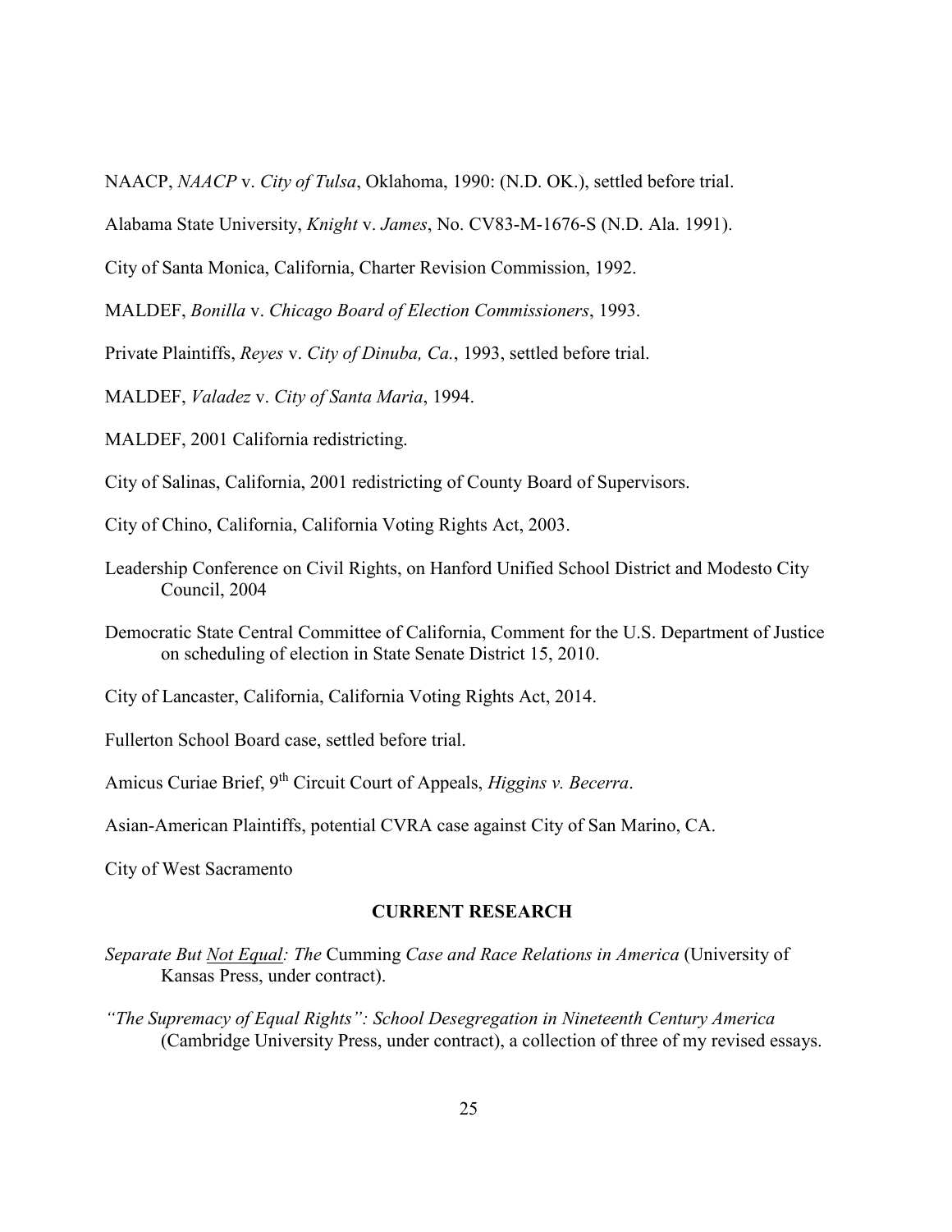NAACP, *NAACP* v. *City of Tulsa*, Oklahoma, 1990: (N.D. OK.), settled before trial.

Alabama State University, *Knight* v. *James*, No. CV83-M-1676-S (N.D. Ala. 1991).

City of Santa Monica, California, Charter Revision Commission, 1992.

MALDEF, *Bonilla* v. *Chicago Board of Election Commissioners*, 1993.

Private Plaintiffs, *Reyes* v. *City of Dinuba, Ca.*, 1993, settled before trial.

MALDEF, *Valadez* v. *City of Santa Maria*, 1994.

MALDEF, 2001 California redistricting.

City of Salinas, California, 2001 redistricting of County Board of Supervisors.

City of Chino, California, California Voting Rights Act, 2003.

Leadership Conference on Civil Rights, on Hanford Unified School District and Modesto City Council, 2004

Democratic State Central Committee of California, Comment for the U.S. Department of Justice on scheduling of election in State Senate District 15, 2010.

City of Lancaster, California, California Voting Rights Act, 2014.

Fullerton School Board case, settled before trial.

Amicus Curiae Brief, 9th Circuit Court of Appeals, *Higgins v. Becerra*.

Asian-American Plaintiffs, potential CVRA case against City of San Marino, CA.

City of West Sacramento

## CURRENT RESEARCH

*Separate But Not Equal: The* Cumming *Case and Race Relations in America* (University of Kansas Press, under contract).

*"The Supremacy of Equal Rights": School Desegregation in Nineteenth Century America* (Cambridge University Press, under contract), a collection of three of my revised essays.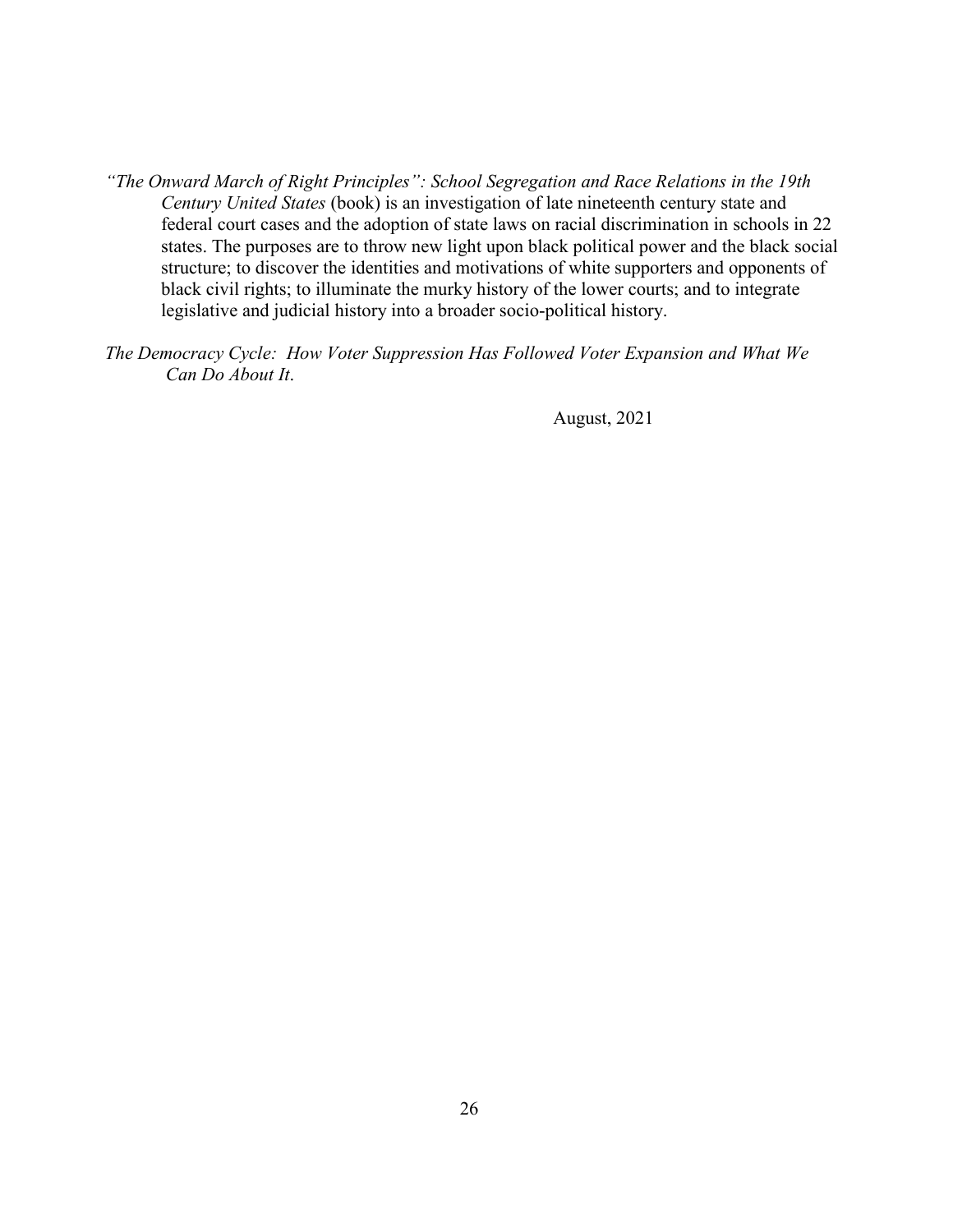*"The Onward March of Right Principles": School Segregation and Race Relations in the 19th Century United States* (book) is an investigation of late nineteenth century state and federal court cases and the adoption of state laws on racial discrimination in schools in 22 states. The purposes are to throw new light upon black political power and the black social structure; to discover the identities and motivations of white supporters and opponents of black civil rights; to illuminate the murky history of the lower courts; and to integrate legislative and judicial history into a broader socio-political history.

*The Democracy Cycle: How Voter Suppression Has Followed Voter Expansion and What We Can Do About It*.

August, 2021